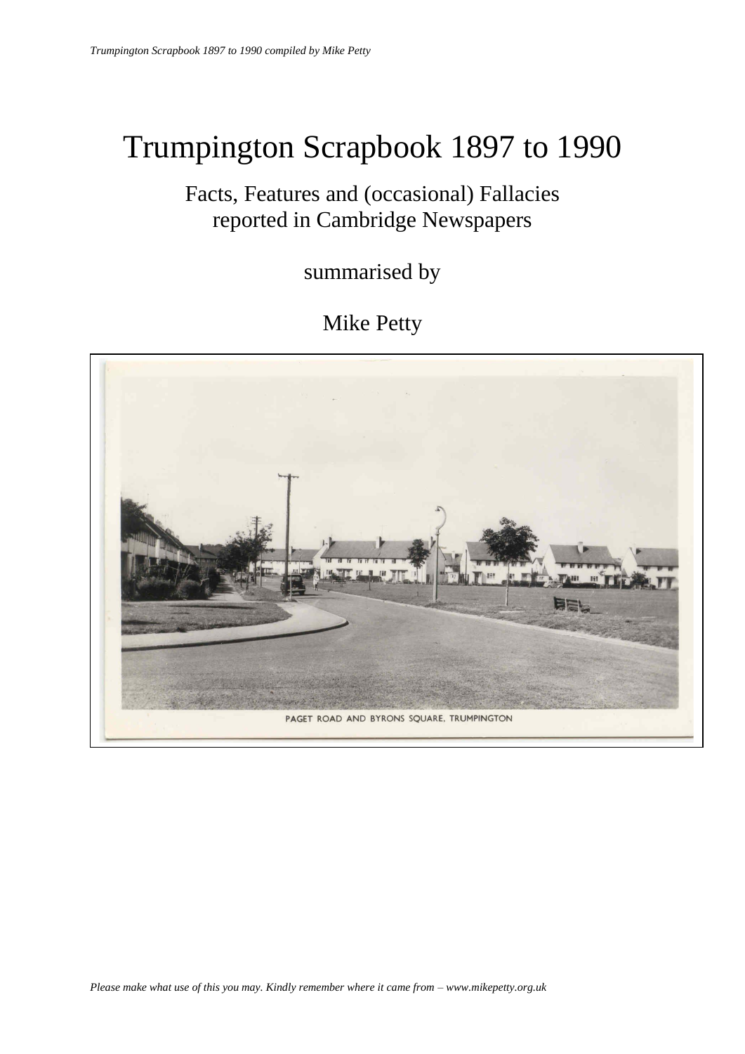# Trumpington Scrapbook 1897 to 1990

Facts, Features and (occasional) Fallacies
reported in Cambridge Newspapers

summarised by

Mike Petty

PAGET ROAD AND BYRONS SQUARE, TRUMPINGTON

*Please make what use of this you may. Kindly remember where it came from – www.mikepetty.org.uk*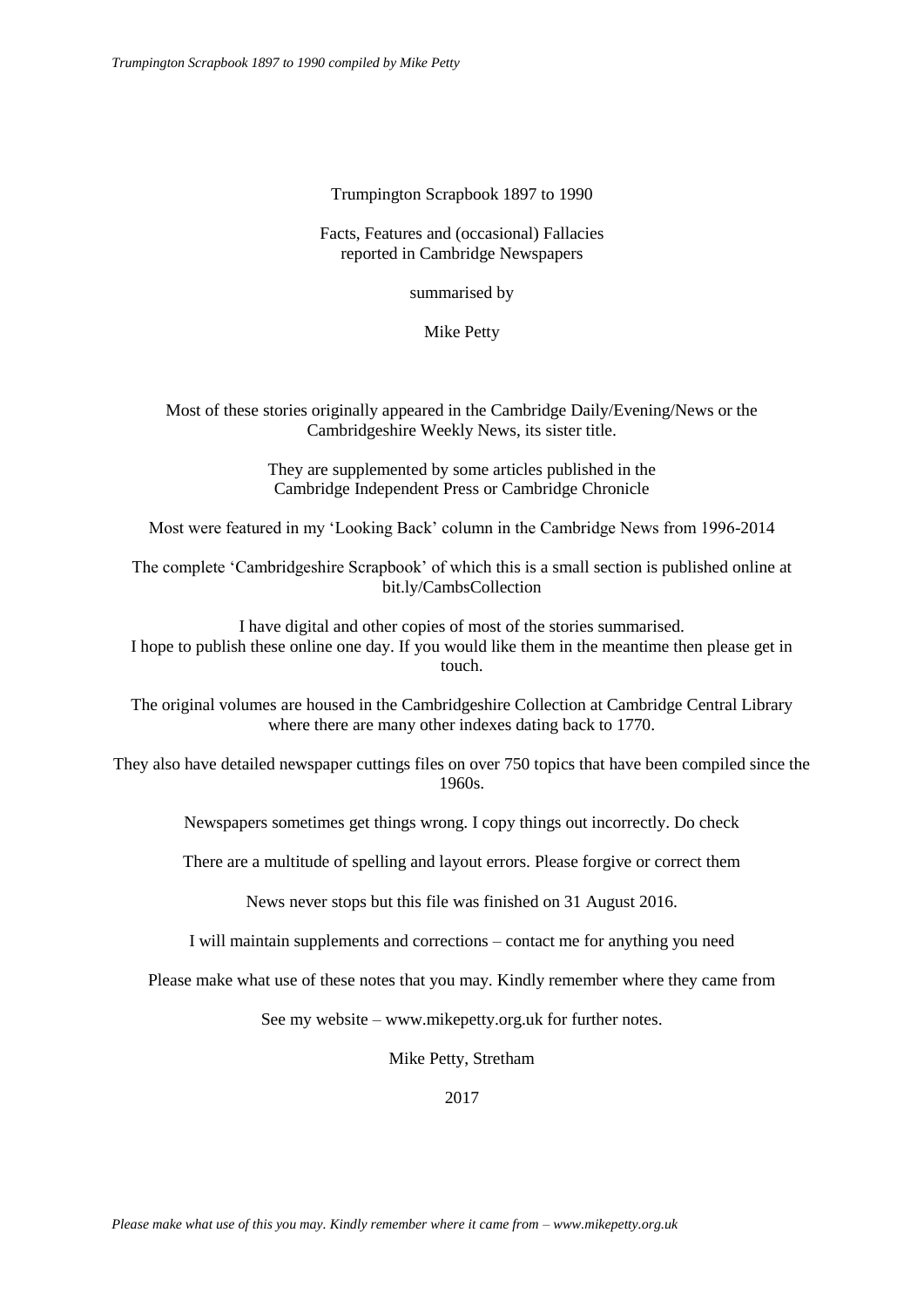Trumpington Scrapbook 1897 to 1990

Facts, Features and (occasional) Fallacies
reported in Cambridge Newspapers

summarised by

Mike Petty

Most of these stories originally appeared in the Cambridge Daily/Evening/News or the Cambridgeshire Weekly News, its sister title.

They are supplemented by some articles published in the Cambridge Independent Press or Cambridge Chronicle

Most were featured in my 'Looking Back' column in the Cambridge News from 1996-2014

The complete 'Cambridgeshire Scrapbook' of which this is a small section is published online at bit.ly/CambsCollection

I have digital and other copies of most of the stories summarised.
I hope to publish these online one day. If you would like them in the meantime then please get in touch.

The original volumes are housed in the Cambridgeshire Collection at Cambridge Central Library where there are many other indexes dating back to 1770.

They also have detailed newspaper cuttings files on over 750 topics that have been compiled since the 1960s.

Newspapers sometimes get things wrong. I copy things out incorrectly. Do check

There are a multitude of spelling and layout errors. Please forgive or correct them

News never stops but this file was finished on 31 August 2016.

I will maintain supplements and corrections – contact me for anything you need

Please make what use of these notes that you may. Kindly remember where they came from

See my website – www.mikepetty.org.uk for further notes.

Mike Petty, Stretham

2017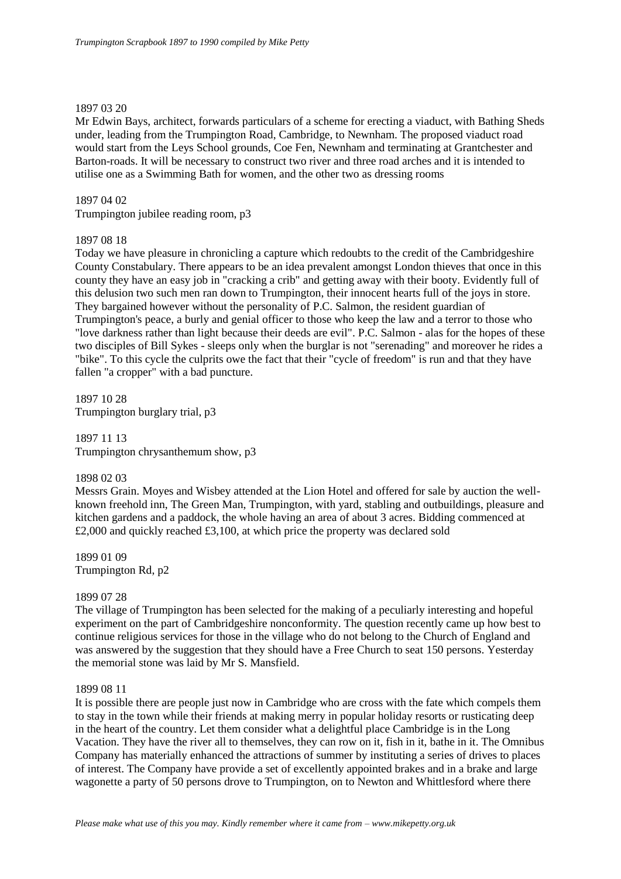1897 03 20

Mr Edwin Bays, architect, forwards particulars of a scheme for erecting a viaduct, with Bathing Sheds under, leading from the Trumpington Road, Cambridge, to Newnham. The proposed viaduct road would start from the Leys School grounds, Coe Fen, Newnham and terminating at Grantchester and Barton-roads. It will be necessary to construct two river and three road arches and it is intended to utilise one as a Swimming Bath for women, and the other two as dressing rooms

1897 04 02

Trumpington jubilee reading room, p3

1897 08 18

Today we have pleasure in chronicling a capture which redoubts to the credit of the Cambridgeshire County Constabulary. There appears to be an idea prevalent amongst London thieves that once in this county they have an easy job in "cracking a crib" and getting away with their booty. Evidently full of this delusion two such men ran down to Trumpington, their innocent hearts full of the joys in store. They bargained however without the personality of P.C. Salmon, the resident guardian of Trumpington's peace, a burly and genial officer to those who keep the law and a terror to those who "love darkness rather than light because their deeds are evil". P.C. Salmon - alas for the hopes of these two disciples of Bill Sykes - sleeps only when the burglar is not "serenading" and moreover he rides a "bike". To this cycle the culprits owe the fact that their "cycle of freedom" is run and that they have fallen "a cropper" with a bad puncture.

1897 10 28

Trumpington burglary trial, p3

1897 11 13

Trumpington chrysanthemum show, p3

1898 02 03

Messrs Grain. Moyes and Wisbey attended at the Lion Hotel and offered for sale by auction the well-known freehold inn, The Green Man, Trumpington, with yard, stabling and outbuildings, pleasure and kitchen gardens and a paddock, the whole having an area of about 3 acres. Bidding commenced at £2,000 and quickly reached £3,100, at which price the property was declared sold

1899 01 09

Trumpington Rd, p2

1899 07 28

The village of Trumpington has been selected for the making of a peculiarly interesting and hopeful experiment on the part of Cambridgeshire nonconformity. The question recently came up how best to continue religious services for those in the village who do not belong to the Church of England and was answered by the suggestion that they should have a Free Church to seat 150 persons. Yesterday the memorial stone was laid by Mr S. Mansfield.

1899 08 11

It is possible there are people just now in Cambridge who are cross with the fate which compels them to stay in the town while their friends at making merry in popular holiday resorts or rusticating deep in the heart of the country. Let them consider what a delightful place Cambridge is in the Long Vacation. They have the river all to themselves, they can row on it, fish in it, bathe in it. The Omnibus Company has materially enhanced the attractions of summer by instituting a series of drives to places of interest. The Company have provide a set of excellently appointed brakes and in a brake and large wagonette a party of 50 persons drove to Trumpington, on to Newton and Whittlesford where there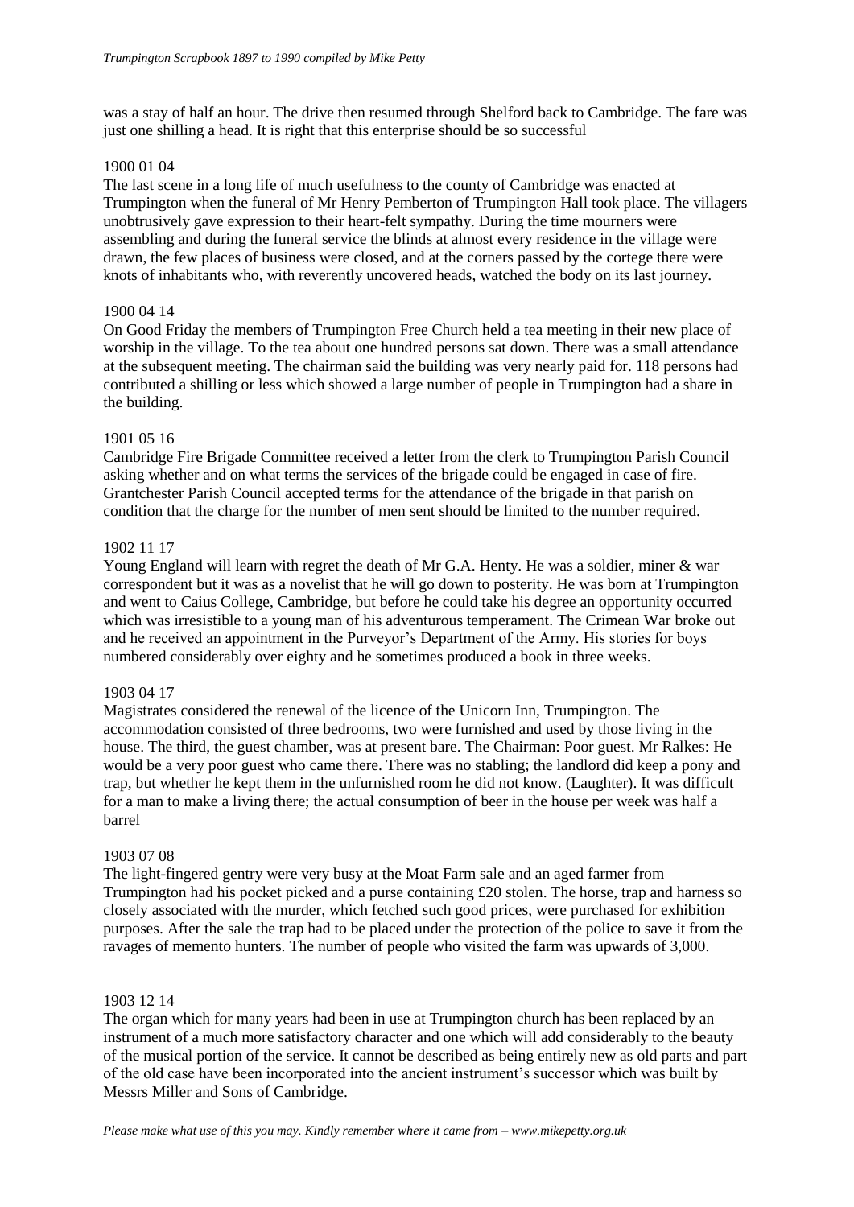was a stay of half an hour. The drive then resumed through Shelford back to Cambridge. The fare was just one shilling a head. It is right that this enterprise should be so successful

1900 01 04

The last scene in a long life of much usefulness to the county of Cambridge was enacted at Trumpington when the funeral of Mr Henry Pemberton of Trumpington Hall took place. The villagers unobtrusively gave expression to their heart-felt sympathy. During the time mourners were assembling and during the funeral service the blinds at almost every residence in the village were drawn, the few places of business were closed, and at the corners passed by the cortege there were knots of inhabitants who, with reverently uncovered heads, watched the body on its last journey.

1900 04 14

On Good Friday the members of Trumpington Free Church held a tea meeting in their new place of worship in the village. To the tea about one hundred persons sat down. There was a small attendance at the subsequent meeting. The chairman said the building was very nearly paid for. 118 persons had contributed a shilling or less which showed a large number of people in Trumpington had a share in the building.

1901 05 16

Cambridge Fire Brigade Committee received a letter from the clerk to Trumpington Parish Council asking whether and on what terms the services of the brigade could be engaged in case of fire. Grantchester Parish Council accepted terms for the attendance of the brigade in that parish on condition that the charge for the number of men sent should be limited to the number required.

1902 11 17

Young England will learn with regret the death of Mr G.A. Henty. He was a soldier, miner & war correspondent but it was as a novelist that he will go down to posterity. He was born at Trumpington and went to Caius College, Cambridge, but before he could take his degree an opportunity occurred which was irresistible to a young man of his adventurous temperament. The Crimean War broke out and he received an appointment in the Purveyor's Department of the Army. His stories for boys numbered considerably over eighty and he sometimes produced a book in three weeks.

1903 04 17

Magistrates considered the renewal of the licence of the Unicorn Inn, Trumpington. The accommodation consisted of three bedrooms, two were furnished and used by those living in the house. The third, the guest chamber, was at present bare. The Chairman: Poor guest. Mr Ralkes: He would be a very poor guest who came there. There was no stabling; the landlord did keep a pony and trap, but whether he kept them in the unfurnished room he did not know. (Laughter). It was difficult for a man to make a living there; the actual consumption of beer in the house per week was half a barrel

1903 07 08

The light-fingered gentry were very busy at the Moat Farm sale and an aged farmer from Trumpington had his pocket picked and a purse containing £20 stolen. The horse, trap and harness so closely associated with the murder, which fetched such good prices, were purchased for exhibition purposes. After the sale the trap had to be placed under the protection of the police to save it from the ravages of memento hunters. The number of people who visited the farm was upwards of 3,000.

1903 12 14

The organ which for many years had been in use at Trumpington church has been replaced by an instrument of a much more satisfactory character and one which will add considerably to the beauty of the musical portion of the service. It cannot be described as being entirely new as old parts and part of the old case have been incorporated into the ancient instrument's successor which was built by Messrs Miller and Sons of Cambridge.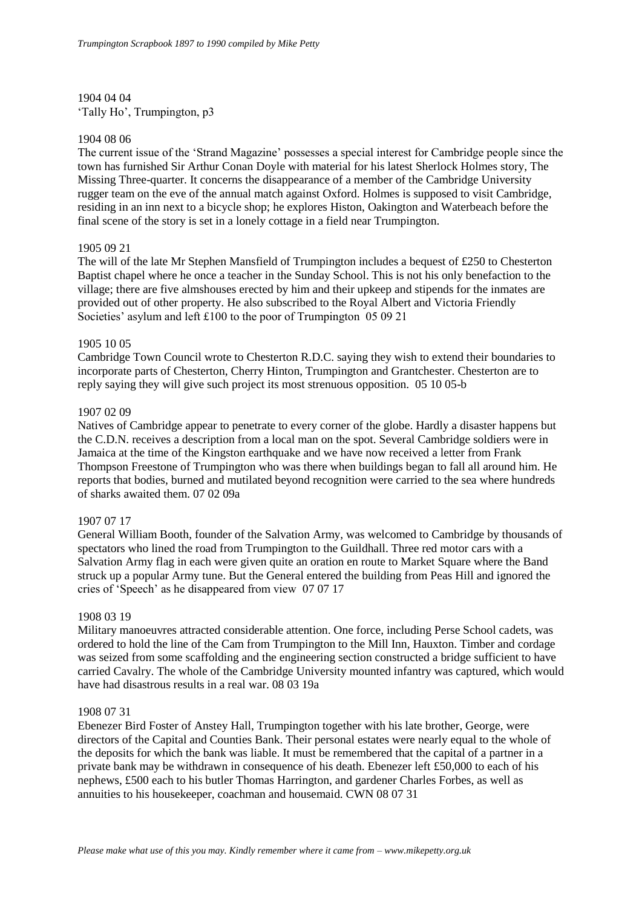1904 04 04
'Tally Ho', Trumpington, p3

1904 08 06
The current issue of the 'Strand Magazine' possesses a special interest for Cambridge people since the town has furnished Sir Arthur Conan Doyle with material for his latest Sherlock Holmes story, The Missing Three-quarter. It concerns the disappearance of a member of the Cambridge University rugger team on the eve of the annual match against Oxford. Holmes is supposed to visit Cambridge, residing in an inn next to a bicycle shop; he explores Histon, Oakington and Waterbeach before the final scene of the story is set in a lonely cottage in a field near Trumpington.

1905 09 21
The will of the late Mr Stephen Mansfield of Trumpington includes a bequest of £250 to Chesterton Baptist chapel where he once a teacher in the Sunday School. This is not his only benefaction to the village; there are five almshouses erected by him and their upkeep and stipends for the inmates are provided out of other property. He also subscribed to the Royal Albert and Victoria Friendly Societies' asylum and left £100 to the poor of Trumpington 05 09 21

1905 10 05
Cambridge Town Council wrote to Chesterton R.D.C. saying they wish to extend their boundaries to incorporate parts of Chesterton, Cherry Hinton, Trumpington and Grantchester. Chesterton are to reply saying they will give such project its most strenuous opposition. 05 10 05-b

1907 02 09
Natives of Cambridge appear to penetrate to every corner of the globe. Hardly a disaster happens but the C.D.N. receives a description from a local man on the spot. Several Cambridge soldiers were in Jamaica at the time of the Kingston earthquake and we have now received a letter from Frank Thompson Freestone of Trumpington who was there when buildings began to fall all around him. He reports that bodies, burned and mutilated beyond recognition were carried to the sea where hundreds of sharks awaited them. 07 02 09a

1907 07 17
General William Booth, founder of the Salvation Army, was welcomed to Cambridge by thousands of spectators who lined the road from Trumpington to the Guildhall. Three red motor cars with a Salvation Army flag in each were given quite an oration en route to Market Square where the Band struck up a popular Army tune. But the General entered the building from Peas Hill and ignored the cries of 'Speech' as he disappeared from view 07 07 17

1908 03 19
Military manoeuvres attracted considerable attention. One force, including Perse School cadets, was ordered to hold the line of the Cam from Trumpington to the Mill Inn, Hauxton. Timber and cordage was seized from some scaffolding and the engineering section constructed a bridge sufficient to have carried Cavalry. The whole of the Cambridge University mounted infantry was captured, which would have had disastrous results in a real war. 08 03 19a

1908 07 31
Ebenezer Bird Foster of Anstey Hall, Trumpington together with his late brother, George, were directors of the Capital and Counties Bank. Their personal estates were nearly equal to the whole of the deposits for which the bank was liable. It must be remembered that the capital of a partner in a private bank may be withdrawn in consequence of his death. Ebenezer left £50,000 to each of his nephews, £500 each to his butler Thomas Harrington, and gardener Charles Forbes, as well as annuities to his housekeeper, coachman and housemaid. CWN 08 07 31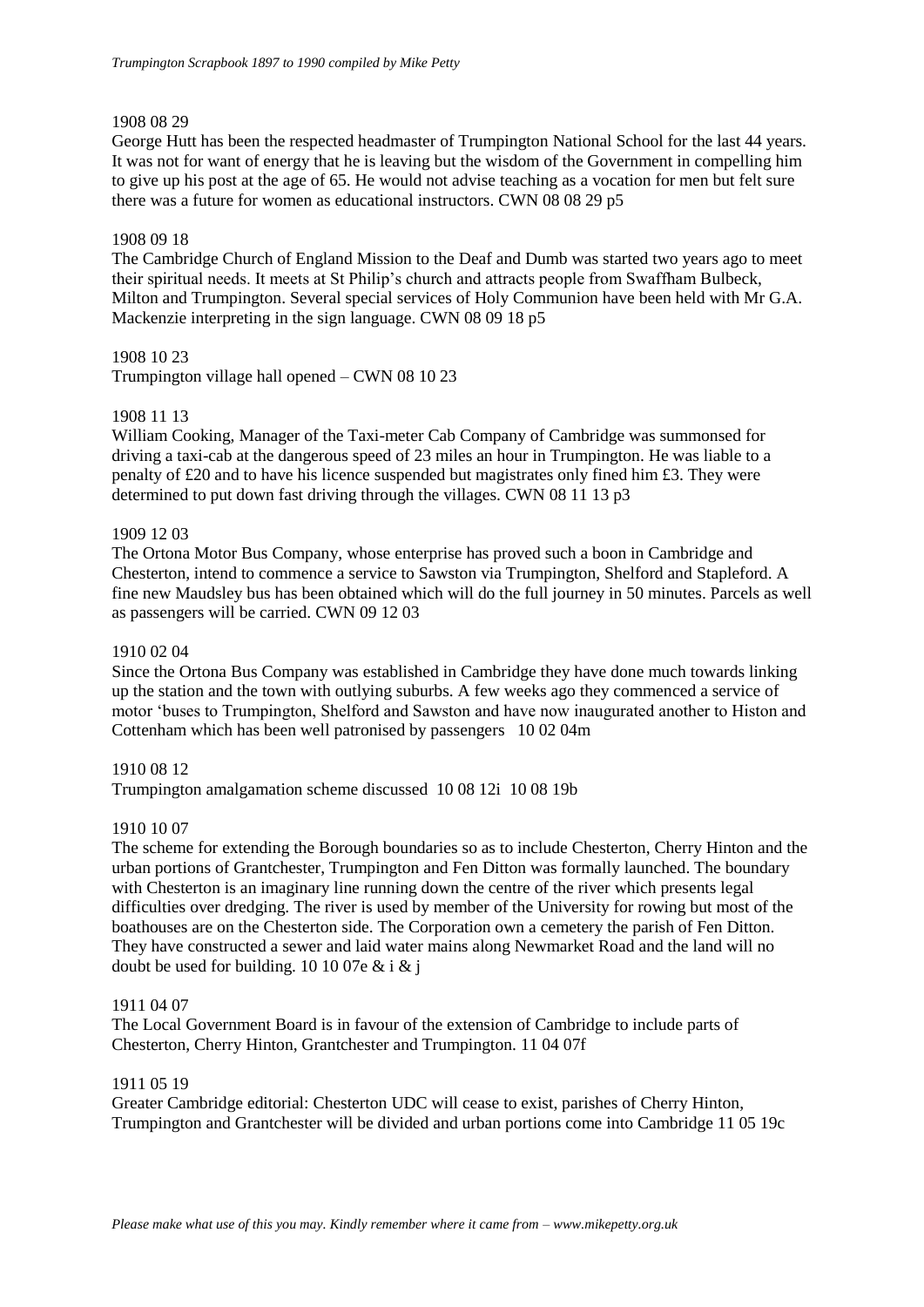1908 08 29

George Hutt has been the respected headmaster of Trumpington National School for the last 44 years. It was not for want of energy that he is leaving but the wisdom of the Government in compelling him to give up his post at the age of 65. He would not advise teaching as a vocation for men but felt sure there was a future for women as educational instructors. CWN 08 08 29 p5

1908 09 18

The Cambridge Church of England Mission to the Deaf and Dumb was started two years ago to meet their spiritual needs. It meets at St Philip's church and attracts people from Swaffham Bulbeck, Milton and Trumpington. Several special services of Holy Communion have been held with Mr G.A. Mackenzie interpreting in the sign language. CWN 08 09 18 p5

1908 10 23

Trumpington village hall opened – CWN 08 10 23

1908 11 13

William Cooking, Manager of the Taxi-meter Cab Company of Cambridge was summonsed for driving a taxi-cab at the dangerous speed of 23 miles an hour in Trumpington. He was liable to a penalty of £20 and to have his licence suspended but magistrates only fined him £3. They were determined to put down fast driving through the villages. CWN 08 11 13 p3

1909 12 03

The Ortona Motor Bus Company, whose enterprise has proved such a boon in Cambridge and Chesterton, intend to commence a service to Sawston via Trumpington, Shelford and Stapleford. A fine new Maudsley bus has been obtained which will do the full journey in 50 minutes. Parcels as well as passengers will be carried. CWN 09 12 03

1910 02 04

Since the Ortona Bus Company was established in Cambridge they have done much towards linking up the station and the town with outlying suburbs. A few weeks ago they commenced a service of motor 'buses to Trumpington, Shelford and Sawston and have now inaugurated another to Histon and Cottenham which has been well patronised by passengers 10 02 04m

1910 08 12

Trumpington amalgamation scheme discussed 10 08 12i 10 08 19b

1910 10 07

The scheme for extending the Borough boundaries so as to include Chesterton, Cherry Hinton and the urban portions of Grantchester, Trumpington and Fen Ditton was formally launched. The boundary with Chesterton is an imaginary line running down the centre of the river which presents legal difficulties over dredging. The river is used by member of the University for rowing but most of the boathouses are on the Chesterton side. The Corporation own a cemetery the parish of Fen Ditton. They have constructed a sewer and laid water mains along Newmarket Road and the land will no doubt be used for building. 10 10 07e & i & j

1911 04 07

The Local Government Board is in favour of the extension of Cambridge to include parts of Chesterton, Cherry Hinton, Grantchester and Trumpington. 11 04 07f

1911 05 19

Greater Cambridge editorial: Chesterton UDC will cease to exist, parishes of Cherry Hinton, Trumpington and Grantchester will be divided and urban portions come into Cambridge 11 05 19c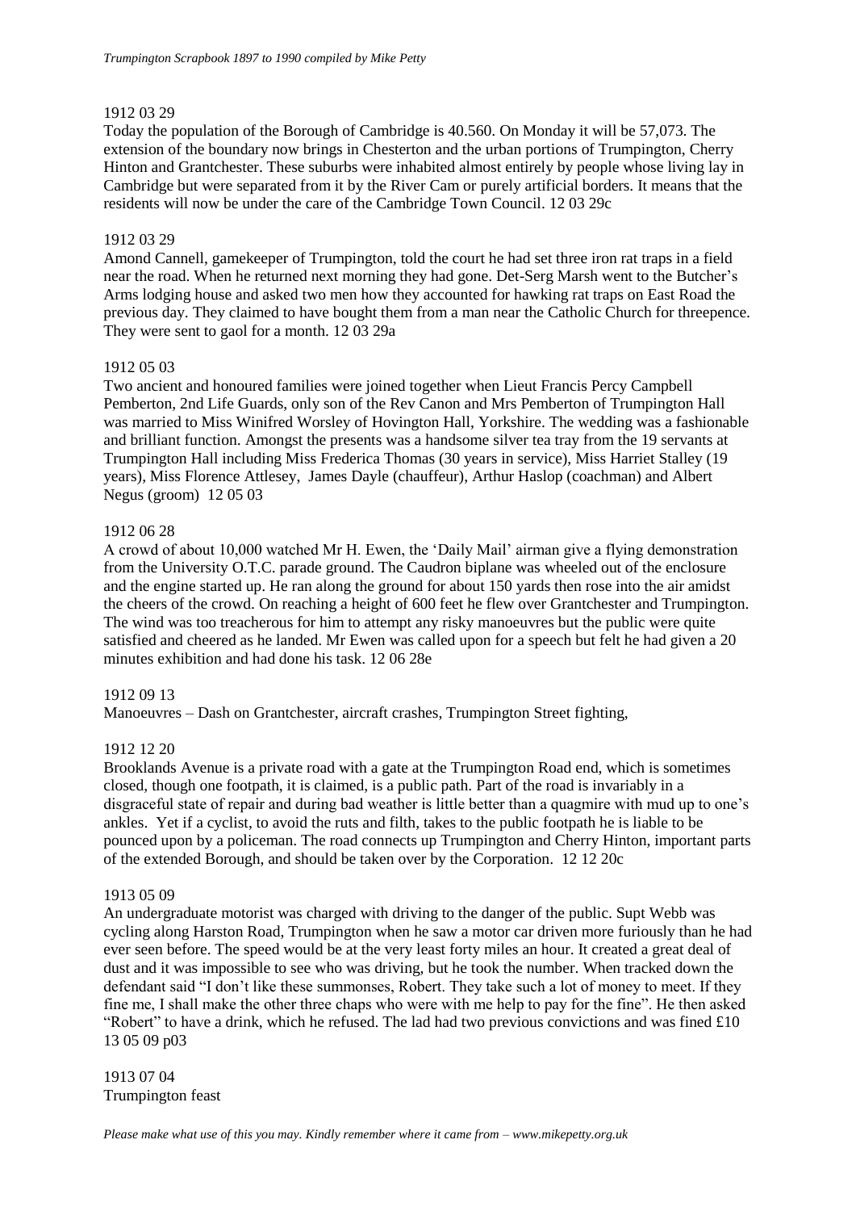1912 03 29

Today the population of the Borough of Cambridge is 40.560. On Monday it will be 57,073. The extension of the boundary now brings in Chesterton and the urban portions of Trumpington, Cherry Hinton and Grantchester. These suburbs were inhabited almost entirely by people whose living lay in Cambridge but were separated from it by the River Cam or purely artificial borders. It means that the residents will now be under the care of the Cambridge Town Council. 12 03 29c

1912 03 29

Amond Cannell, gamekeeper of Trumpington, told the court he had set three iron rat traps in a field near the road. When he returned next morning they had gone. Det-Serg Marsh went to the Butcher's Arms lodging house and asked two men how they accounted for hawking rat traps on East Road the previous day. They claimed to have bought them from a man near the Catholic Church for threepence. They were sent to gaol for a month. 12 03 29a

1912 05 03

Two ancient and honoured families were joined together when Lieut Francis Percy Campbell Pemberton, 2nd Life Guards, only son of the Rev Canon and Mrs Pemberton of Trumpington Hall was married to Miss Winifred Worsley of Hovington Hall, Yorkshire. The wedding was a fashionable and brilliant function. Amongst the presents was a handsome silver tea tray from the 19 servants at Trumpington Hall including Miss Frederica Thomas (30 years in service), Miss Harriet Stalley (19 years), Miss Florence Attlesey, James Dayle (chauffeur), Arthur Haslop (coachman) and Albert Negus (groom) 12 05 03

1912 06 28

A crowd of about 10,000 watched Mr H. Ewen, the 'Daily Mail' airman give a flying demonstration from the University O.T.C. parade ground. The Caudron biplane was wheeled out of the enclosure and the engine started up. He ran along the ground for about 150 yards then rose into the air amidst the cheers of the crowd. On reaching a height of 600 feet he flew over Grantchester and Trumpington. The wind was too treacherous for him to attempt any risky manoeuvres but the public were quite satisfied and cheered as he landed. Mr Ewen was called upon for a speech but felt he had given a 20 minutes exhibition and had done his task. 12 06 28e

1912 09 13

Manoeuvres – Dash on Grantchester, aircraft crashes, Trumpington Street fighting,

1912 12 20

Brooklands Avenue is a private road with a gate at the Trumpington Road end, which is sometimes closed, though one footpath, it is claimed, is a public path. Part of the road is invariably in a disgraceful state of repair and during bad weather is little better than a quagmire with mud up to one's ankles. Yet if a cyclist, to avoid the ruts and filth, takes to the public footpath he is liable to be pounced upon by a policeman. The road connects up Trumpington and Cherry Hinton, important parts of the extended Borough, and should be taken over by the Corporation. 12 12 20c

1913 05 09

An undergraduate motorist was charged with driving to the danger of the public. Supt Webb was cycling along Harston Road, Trumpington when he saw a motor car driven more furiously than he had ever seen before. The speed would be at the very least forty miles an hour. It created a great deal of dust and it was impossible to see who was driving, but he took the number. When tracked down the defendant said "I don't like these summonses, Robert. They take such a lot of money to meet. If they fine me, I shall make the other three chaps who were with me help to pay for the fine". He then asked "Robert" to have a drink, which he refused. The lad had two previous convictions and was fined £10 13 05 09 p03

1913 07 04

Trumpington feast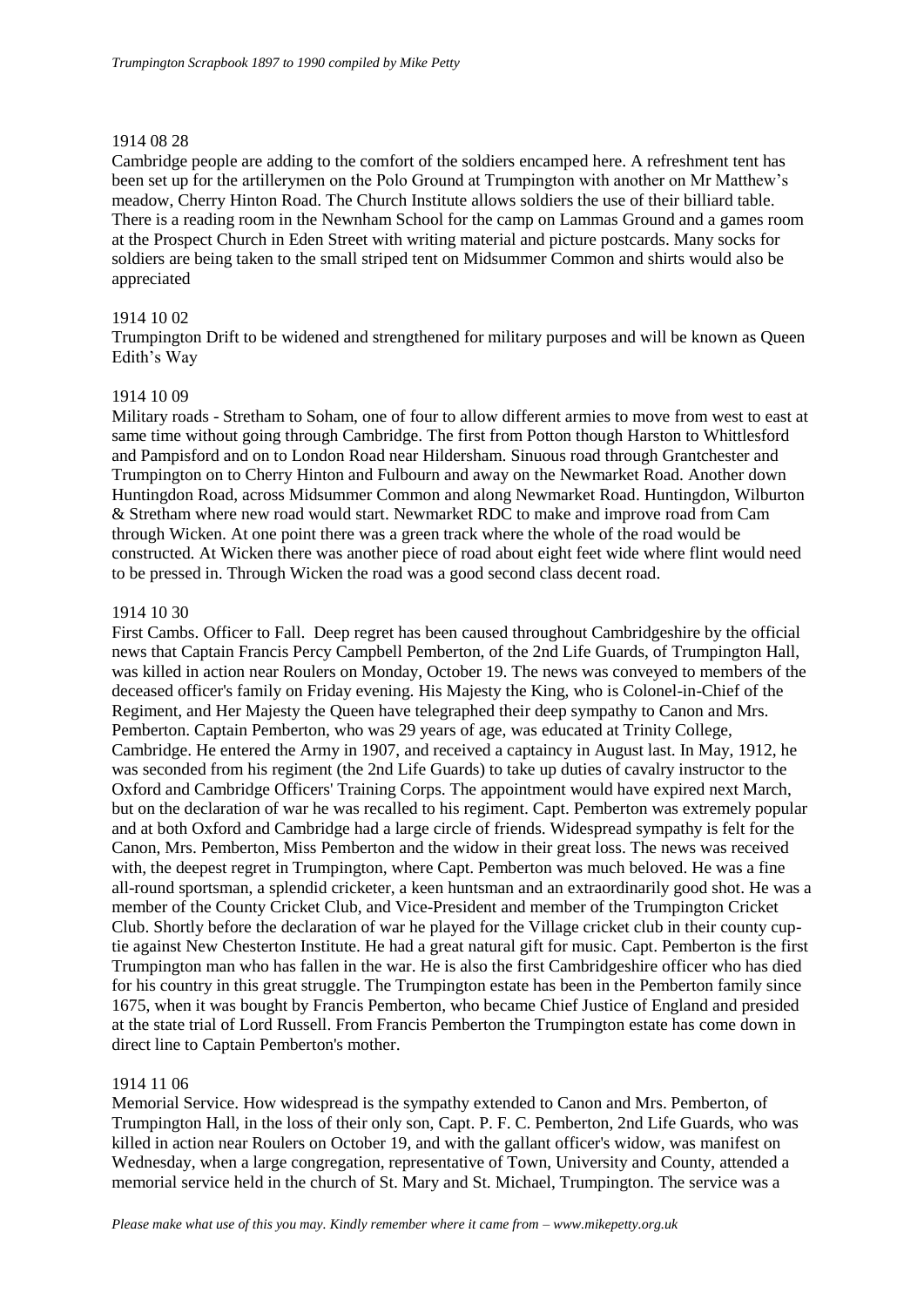1914 08 28

Cambridge people are adding to the comfort of the soldiers encamped here. A refreshment tent has been set up for the artillerymen on the Polo Ground at Trumpington with another on Mr Matthew's meadow, Cherry Hinton Road. The Church Institute allows soldiers the use of their billiard table. There is a reading room in the Newnham School for the camp on Lammas Ground and a games room at the Prospect Church in Eden Street with writing material and picture postcards. Many socks for soldiers are being taken to the small striped tent on Midsummer Common and shirts would also be appreciated

1914 10 02

Trumpington Drift to be widened and strengthened for military purposes and will be known as Queen Edith's Way

1914 10 09

Military roads - Stretham to Soham, one of four to allow different armies to move from west to east at same time without going through Cambridge. The first from Potton though Harston to Whittlesford and Pampisford and on to London Road near Hildersham. Sinuous road through Grantchester and Trumpington on to Cherry Hinton and Fulbourn and away on the Newmarket Road. Another down Huntingdon Road, across Midsummer Common and along Newmarket Road. Huntingdon, Wilburton & Stretham where new road would start. Newmarket RDC to make and improve road from Cam through Wicken. At one point there was a green track where the whole of the road would be constructed. At Wicken there was another piece of road about eight feet wide where flint would need to be pressed in. Through Wicken the road was a good second class decent road.

1914 10 30

First Cambs. Officer to Fall. Deep regret has been caused throughout Cambridgeshire by the official news that Captain Francis Percy Campbell Pemberton, of the 2nd Life Guards, of Trumpington Hall, was killed in action near Roulers on Monday, October 19. The news was conveyed to members of the deceased officer's family on Friday evening. His Majesty the King, who is Colonel-in-Chief of the Regiment, and Her Majesty the Queen have telegraphed their deep sympathy to Canon and Mrs. Pemberton. Captain Pemberton, who was 29 years of age, was educated at Trinity College, Cambridge. He entered the Army in 1907, and received a captaincy in August last. In May, 1912, he was seconded from his regiment (the 2nd Life Guards) to take up duties of cavalry instructor to the Oxford and Cambridge Officers' Training Corps. The appointment would have expired next March, but on the declaration of war he was recalled to his regiment. Capt. Pemberton was extremely popular and at both Oxford and Cambridge had a large circle of friends. Widespread sympathy is felt for the Canon, Mrs. Pemberton, Miss Pemberton and the widow in their great loss. The news was received with, the deepest regret in Trumpington, where Capt. Pemberton was much beloved. He was a fine all-round sportsman, a splendid cricketer, a keen huntsman and an extraordinarily good shot. He was a member of the County Cricket Club, and Vice-President and member of the Trumpington Cricket Club. Shortly before the declaration of war he played for the Village cricket club in their county cup-tie against New Chesterton Institute. He had a great natural gift for music. Capt. Pemberton is the first Trumpington man who has fallen in the war. He is also the first Cambridgeshire officer who has died for his country in this great struggle. The Trumpington estate has been in the Pemberton family since 1675, when it was bought by Francis Pemberton, who became Chief Justice of England and presided at the state trial of Lord Russell. From Francis Pemberton the Trumpington estate has come down in direct line to Captain Pemberton's mother.

1914 11 06

Memorial Service. How widespread is the sympathy extended to Canon and Mrs. Pemberton, of Trumpington Hall, in the loss of their only son, Capt. P. F. C. Pemberton, 2nd Life Guards, who was killed in action near Roulers on October 19, and with the gallant officer's widow, was manifest on Wednesday, when a large congregation, representative of Town, University and County, attended a memorial service held in the church of St. Mary and St. Michael, Trumpington. The service was a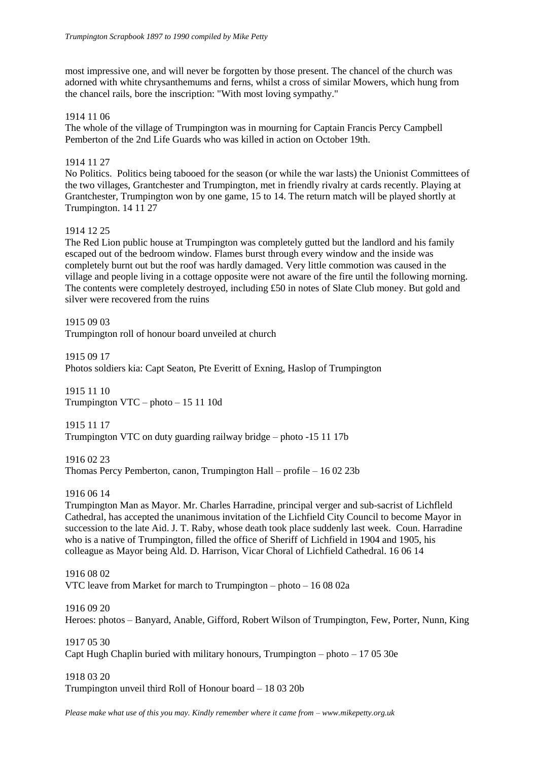most impressive one, and will never be forgotten by those present. The chancel of the church was adorned with white chrysanthemums and ferns, whilst a cross of similar Mowers, which hung from the chancel rails, bore the inscription: "With most loving sympathy."

1914 11 06

The whole of the village of Trumpington was in mourning for Captain Francis Percy Campbell Pemberton of the 2nd Life Guards who was killed in action on October 19th.

1914 11 27

No Politics. Politics being tabooed for the season (or while the war lasts) the Unionist Committees of the two villages, Grantchester and Trumpington, met in friendly rivalry at cards recently. Playing at Grantchester, Trumpington won by one game, 15 to 14. The return match will be played shortly at Trumpington. 14 11 27

1914 12 25

The Red Lion public house at Trumpington was completely gutted but the landlord and his family escaped out of the bedroom window. Flames burst through every window and the inside was completely burnt out but the roof was hardly damaged. Very little commotion was caused in the village and people living in a cottage opposite were not aware of the fire until the following morning. The contents were completely destroyed, including £50 in notes of Slate Club money. But gold and silver were recovered from the ruins

1915 09 03

Trumpington roll of honour board unveiled at church

1915 09 17

Photos soldiers kia: Capt Seaton, Pte Everitt of Exning, Haslop of Trumpington

1915 11 10

Trumpington VTC – photo – 15 11 10d

1915 11 17

Trumpington VTC on duty guarding railway bridge – photo -15 11 17b

1916 02 23

Thomas Percy Pemberton, canon, Trumpington Hall – profile – 16 02 23b

1916 06 14

Trumpington Man as Mayor. Mr. Charles Harradine, principal verger and sub-sacrist of Lichfleld Cathedral, has accepted the unanimous invitation of the Lichfield City Council to become Mayor in succession to the late Aid. J. T. Raby, whose death took place suddenly last week. Coun. Harradine who is a native of Trumpington, filled the office of Sheriff of Lichfield in 1904 and 1905, his colleague as Mayor being Ald. D. Harrison, Vicar Choral of Lichfield Cathedral. 16 06 14

1916 08 02

VTC leave from Market for march to Trumpington – photo – 16 08 02a

1916 09 20

Heroes: photos – Banyard, Anable, Gifford, Robert Wilson of Trumpington, Few, Porter, Nunn, King

1917 05 30

Capt Hugh Chaplin buried with military honours, Trumpington – photo – 17 05 30e

1918 03 20

Trumpington unveil third Roll of Honour board – 18 03 20b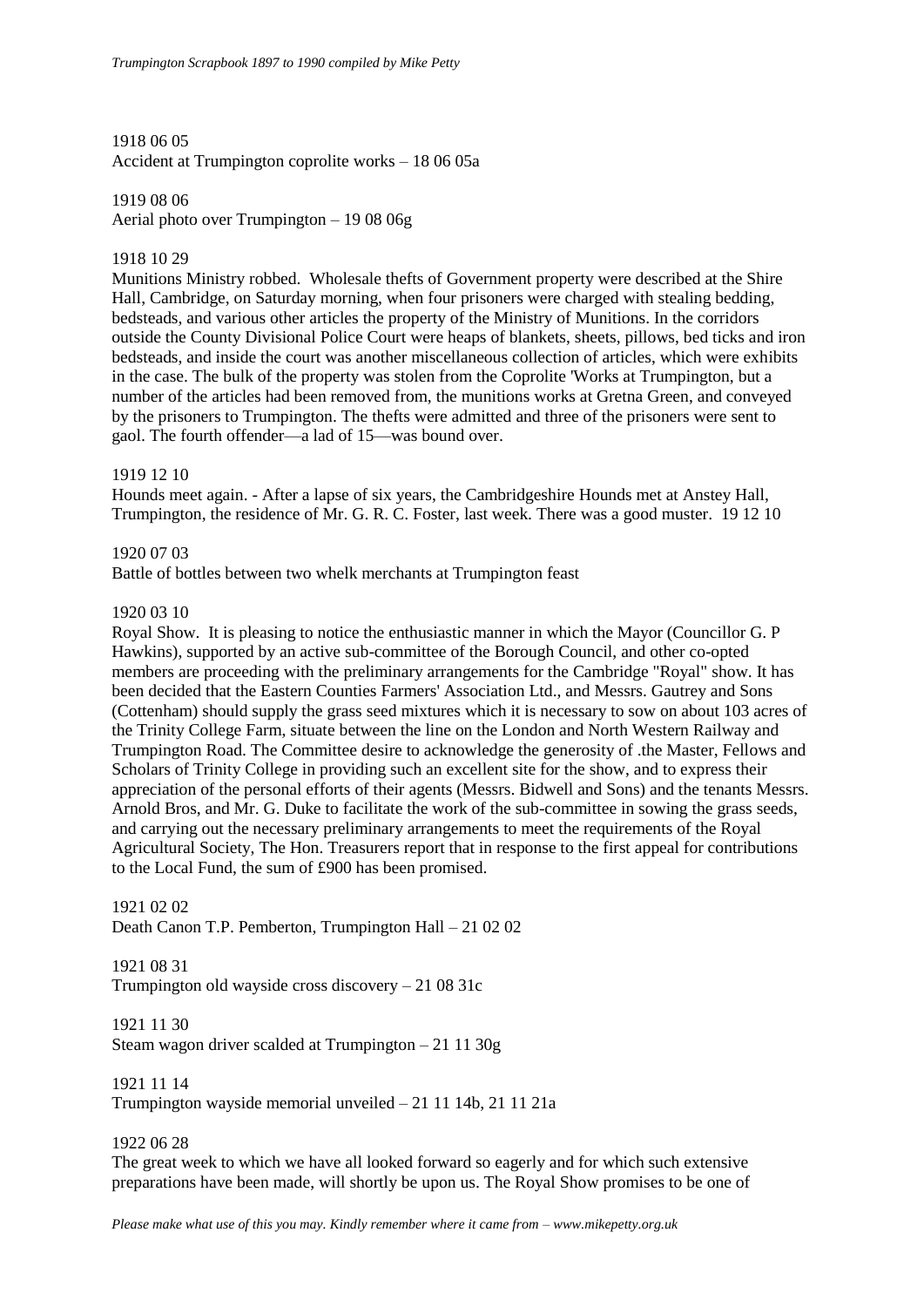1918 06 05
Accident at Trumpington coprolite works – 18 06 05a

1919 08 06
Aerial photo over Trumpington – 19 08 06g

1918 10 29
Munitions Ministry robbed. Wholesale thefts of Government property were described at the Shire Hall, Cambridge, on Saturday morning, when four prisoners were charged with stealing bedding, bedsteads, and various other articles the property of the Ministry of Munitions. In the corridors outside the County Divisional Police Court were heaps of blankets, sheets, pillows, bed ticks and iron bedsteads, and inside the court was another miscellaneous collection of articles, which were exhibits in the case. The bulk of the property was stolen from the Coprolite 'Works at Trumpington, but a number of the articles had been removed from, the munitions works at Gretna Green, and conveyed by the prisoners to Trumpington. The thefts were admitted and three of the prisoners were sent to gaol. The fourth offender—a lad of 15—was bound over.

1919 12 10
Hounds meet again. - After a lapse of six years, the Cambridgeshire Hounds met at Anstey Hall, Trumpington, the residence of Mr. G. R. C. Foster, last week. There was a good muster. 19 12 10

1920 07 03
Battle of bottles between two whelk merchants at Trumpington feast

1920 03 10
Royal Show. It is pleasing to notice the enthusiastic manner in which the Mayor (Councillor G. P Hawkins), supported by an active sub-committee of the Borough Council, and other co-opted members are proceeding with the preliminary arrangements for the Cambridge "Royal" show. It has been decided that the Eastern Counties Farmers' Association Ltd., and Messrs. Gautrey and Sons (Cottenham) should supply the grass seed mixtures which it is necessary to sow on about 103 acres of the Trinity College Farm, situate between the line on the London and North Western Railway and Trumpington Road. The Committee desire to acknowledge the generosity of .the Master, Fellows and Scholars of Trinity College in providing such an excellent site for the show, and to express their appreciation of the personal efforts of their agents (Messrs. Bidwell and Sons) and the tenants Messrs. Arnold Bros, and Mr. G. Duke to facilitate the work of the sub-committee in sowing the grass seeds, and carrying out the necessary preliminary arrangements to meet the requirements of the Royal Agricultural Society, The Hon. Treasurers report that in response to the first appeal for contributions to the Local Fund, the sum of £900 has been promised.

1921 02 02
Death Canon T.P. Pemberton, Trumpington Hall – 21 02 02

1921 08 31
Trumpington old wayside cross discovery – 21 08 31c

1921 11 30
Steam wagon driver scalded at Trumpington – 21 11 30g

1921 11 14
Trumpington wayside memorial unveiled – 21 11 14b, 21 11 21a

1922 06 28
The great week to which we have all looked forward so eagerly and for which such extensive preparations have been made, will shortly be upon us. The Royal Show promises to be one of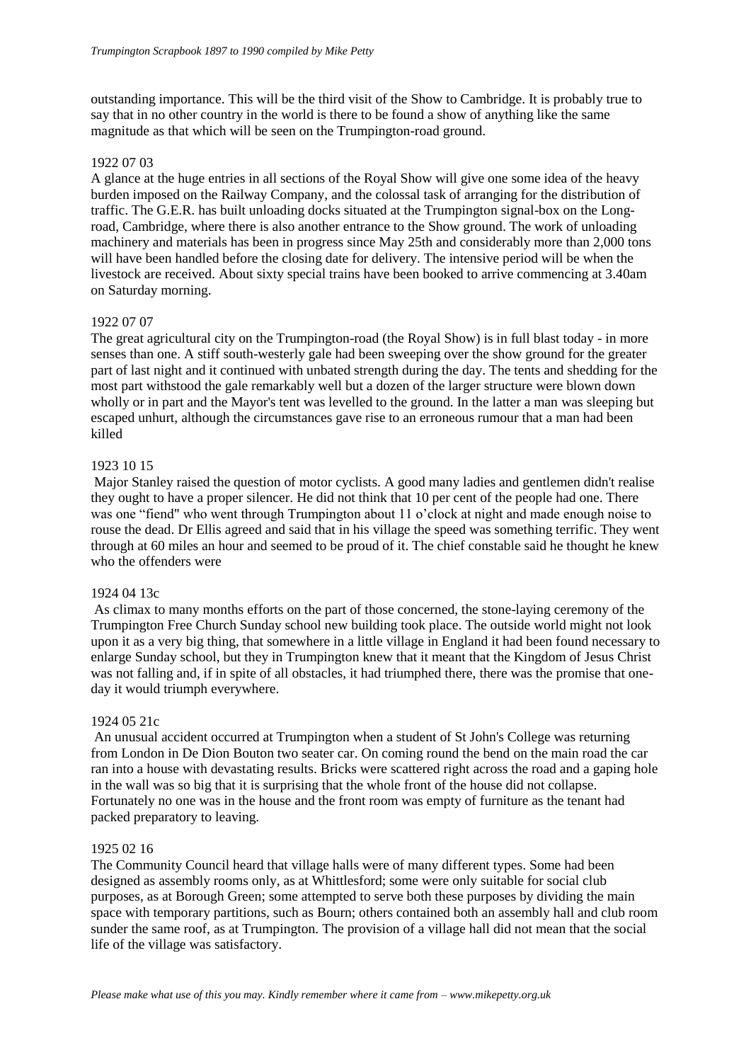outstanding importance. This will be the third visit of the Show to Cambridge. It is probably true to say that in no other country in the world is there to be found a show of anything like the same magnitude as that which will be seen on the Trumpington-road ground.

1922 07 03

A glance at the huge entries in all sections of the Royal Show will give one some idea of the heavy burden imposed on the Railway Company, and the colossal task of arranging for the distribution of traffic. The G.E.R. has built unloading docks situated at the Trumpington signal-box on the Long-road, Cambridge, where there is also another entrance to the Show ground. The work of unloading machinery and materials has been in progress since May 25th and considerably more than 2,000 tons will have been handled before the closing date for delivery. The intensive period will be when the livestock are received. About sixty special trains have been booked to arrive commencing at 3.40am on Saturday morning.

1922 07 07

The great agricultural city on the Trumpington-road (the Royal Show) is in full blast today - in more senses than one. A stiff south-westerly gale had been sweeping over the show ground for the greater part of last night and it continued with unbated strength during the day. The tents and shedding for the most part withstood the gale remarkably well but a dozen of the larger structure were blown down wholly or in part and the Mayor's tent was levelled to the ground. In the latter a man was sleeping but escaped unhurt, although the circumstances gave rise to an erroneous rumour that a man had been killed

1923 10 15

Major Stanley raised the question of motor cyclists. A good many ladies and gentlemen didn't realise they ought to have a proper silencer. He did not think that 10 per cent of the people had one. There was one "fiend" who went through Trumpington about 11 o'clock at night and made enough noise to rouse the dead. Dr Ellis agreed and said that in his village the speed was something terrific. They went through at 60 miles an hour and seemed to be proud of it. The chief constable said he thought he knew who the offenders were

1924 04 13c

As climax to many months efforts on the part of those concerned, the stone-laying ceremony of the Trumpington Free Church Sunday school new building took place. The outside world might not look upon it as a very big thing, that somewhere in a little village in England it had been found necessary to enlarge Sunday school, but they in Trumpington knew that it meant that the Kingdom of Jesus Christ was not falling and, if in spite of all obstacles, it had triumphed there, there was the promise that one-day it would triumph everywhere.

1924 05 21c

An unusual accident occurred at Trumpington when a student of St John's College was returning from London in De Dion Bouton two seater car. On coming round the bend on the main road the car ran into a house with devastating results. Bricks were scattered right across the road and a gaping hole in the wall was so big that it is surprising that the whole front of the house did not collapse. Fortunately no one was in the house and the front room was empty of furniture as the tenant had packed preparatory to leaving.

1925 02 16

The Community Council heard that village halls were of many different types. Some had been designed as assembly rooms only, as at Whittlesford; some were only suitable for social club purposes, as at Borough Green; some attempted to serve both these purposes by dividing the main space with temporary partitions, such as Bourn; others contained both an assembly hall and club room sunder the same roof, as at Trumpington. The provision of a village hall did not mean that the social life of the village was satisfactory.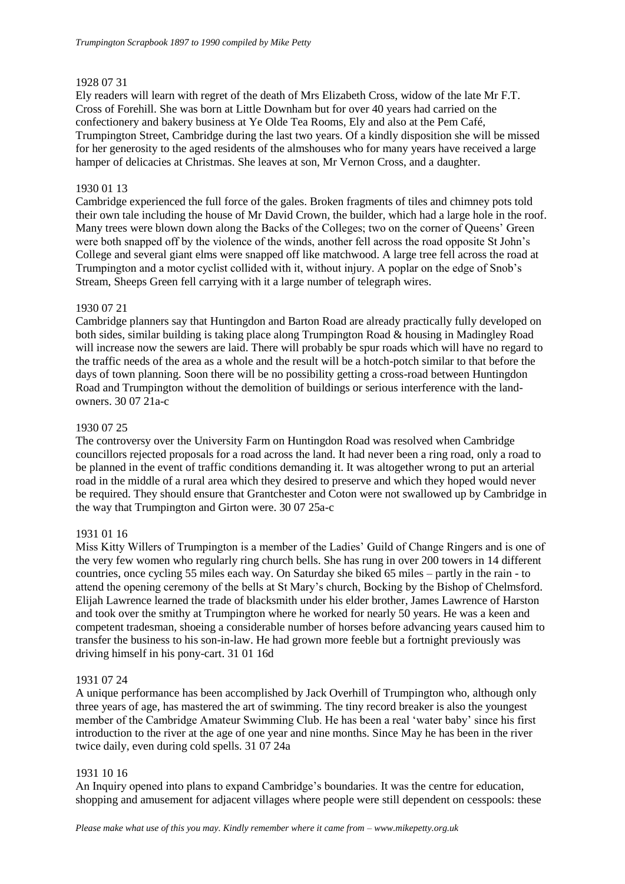1928 07 31

Ely readers will learn with regret of the death of Mrs Elizabeth Cross, widow of the late Mr F.T. Cross of Forehill. She was born at Little Downham but for over 40 years had carried on the confectionery and bakery business at Ye Olde Tea Rooms, Ely and also at the Pem Café, Trumpington Street, Cambridge during the last two years. Of a kindly disposition she will be missed for her generosity to the aged residents of the almshouses who for many years have received a large hamper of delicacies at Christmas. She leaves at son, Mr Vernon Cross, and a daughter.

1930 01 13

Cambridge experienced the full force of the gales. Broken fragments of tiles and chimney pots told their own tale including the house of Mr David Crown, the builder, which had a large hole in the roof. Many trees were blown down along the Backs of the Colleges; two on the corner of Queens' Green were both snapped off by the violence of the winds, another fell across the road opposite St John's College and several giant elms were snapped off like matchwood. A large tree fell across the road at Trumpington and a motor cyclist collided with it, without injury. A poplar on the edge of Snob's Stream, Sheeps Green fell carrying with it a large number of telegraph wires.

1930 07 21

Cambridge planners say that Huntingdon and Barton Road are already practically fully developed on both sides, similar building is taking place along Trumpington Road & housing in Madingley Road will increase now the sewers are laid. There will probably be spur roads which will have no regard to the traffic needs of the area as a whole and the result will be a hotch-potch similar to that before the days of town planning. Soon there will be no possibility getting a cross-road between Huntingdon Road and Trumpington without the demolition of buildings or serious interference with the land-owners. 30 07 21a-c

1930 07 25

The controversy over the University Farm on Huntingdon Road was resolved when Cambridge councillors rejected proposals for a road across the land. It had never been a ring road, only a road to be planned in the event of traffic conditions demanding it. It was altogether wrong to put an arterial road in the middle of a rural area which they desired to preserve and which they hoped would never be required. They should ensure that Grantchester and Coton were not swallowed up by Cambridge in the way that Trumpington and Girton were. 30 07 25a-c

1931 01 16

Miss Kitty Willers of Trumpington is a member of the Ladies' Guild of Change Ringers and is one of the very few women who regularly ring church bells. She has rung in over 200 towers in 14 different countries, once cycling 55 miles each way. On Saturday she biked 65 miles – partly in the rain - to attend the opening ceremony of the bells at St Mary's church, Bocking by the Bishop of Chelmsford. Elijah Lawrence learned the trade of blacksmith under his elder brother, James Lawrence of Harston and took over the smithy at Trumpington where he worked for nearly 50 years. He was a keen and competent tradesman, shoeing a considerable number of horses before advancing years caused him to transfer the business to his son-in-law. He had grown more feeble but a fortnight previously was driving himself in his pony-cart. 31 01 16d

1931 07 24

A unique performance has been accomplished by Jack Overhill of Trumpington who, although only three years of age, has mastered the art of swimming. The tiny record breaker is also the youngest member of the Cambridge Amateur Swimming Club. He has been a real 'water baby' since his first introduction to the river at the age of one year and nine months. Since May he has been in the river twice daily, even during cold spells. 31 07 24a

1931 10 16

An Inquiry opened into plans to expand Cambridge's boundaries. It was the centre for education, shopping and amusement for adjacent villages where people were still dependent on cesspools: these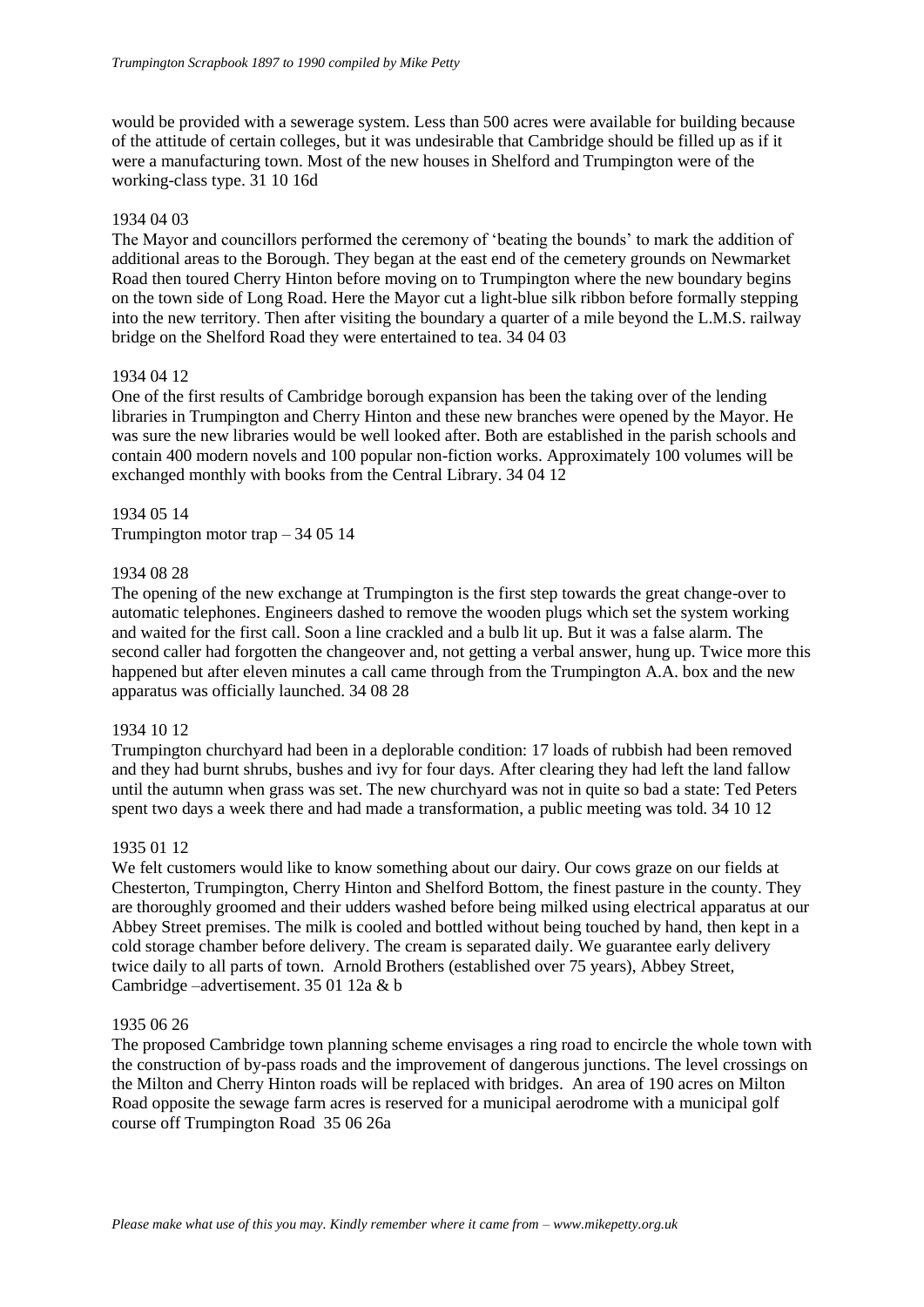would be provided with a sewerage system. Less than 500 acres were available for building because of the attitude of certain colleges, but it was undesirable that Cambridge should be filled up as if it were a manufacturing town. Most of the new houses in Shelford and Trumpington were of the working-class type. 31 10 16d

1934 04 03

The Mayor and councillors performed the ceremony of 'beating the bounds' to mark the addition of additional areas to the Borough. They began at the east end of the cemetery grounds on Newmarket Road then toured Cherry Hinton before moving on to Trumpington where the new boundary begins on the town side of Long Road. Here the Mayor cut a light-blue silk ribbon before formally stepping into the new territory. Then after visiting the boundary a quarter of a mile beyond the L.M.S. railway bridge on the Shelford Road they were entertained to tea. 34 04 03

1934 04 12

One of the first results of Cambridge borough expansion has been the taking over of the lending libraries in Trumpington and Cherry Hinton and these new branches were opened by the Mayor. He was sure the new libraries would be well looked after. Both are established in the parish schools and contain 400 modern novels and 100 popular non-fiction works. Approximately 100 volumes will be exchanged monthly with books from the Central Library. 34 04 12

1934 05 14

Trumpington motor trap – 34 05 14

1934 08 28

The opening of the new exchange at Trumpington is the first step towards the great change-over to automatic telephones. Engineers dashed to remove the wooden plugs which set the system working and waited for the first call. Soon a line crackled and a bulb lit up. But it was a false alarm. The second caller had forgotten the changeover and, not getting a verbal answer, hung up. Twice more this happened but after eleven minutes a call came through from the Trumpington A.A. box and the new apparatus was officially launched. 34 08 28

1934 10 12

Trumpington churchyard had been in a deplorable condition: 17 loads of rubbish had been removed and they had burnt shrubs, bushes and ivy for four days. After clearing they had left the land fallow until the autumn when grass was set. The new churchyard was not in quite so bad a state: Ted Peters spent two days a week there and had made a transformation, a public meeting was told. 34 10 12

1935 01 12

We felt customers would like to know something about our dairy. Our cows graze on our fields at Chesterton, Trumpington, Cherry Hinton and Shelford Bottom, the finest pasture in the county. They are thoroughly groomed and their udders washed before being milked using electrical apparatus at our Abbey Street premises. The milk is cooled and bottled without being touched by hand, then kept in a cold storage chamber before delivery. The cream is separated daily. We guarantee early delivery twice daily to all parts of town. Arnold Brothers (established over 75 years), Abbey Street, Cambridge –advertisement. 35 01 12a & b

1935 06 26

The proposed Cambridge town planning scheme envisages a ring road to encircle the whole town with the construction of by-pass roads and the improvement of dangerous junctions. The level crossings on the Milton and Cherry Hinton roads will be replaced with bridges. An area of 190 acres on Milton Road opposite the sewage farm acres is reserved for a municipal aerodrome with a municipal golf course off Trumpington Road 35 06 26a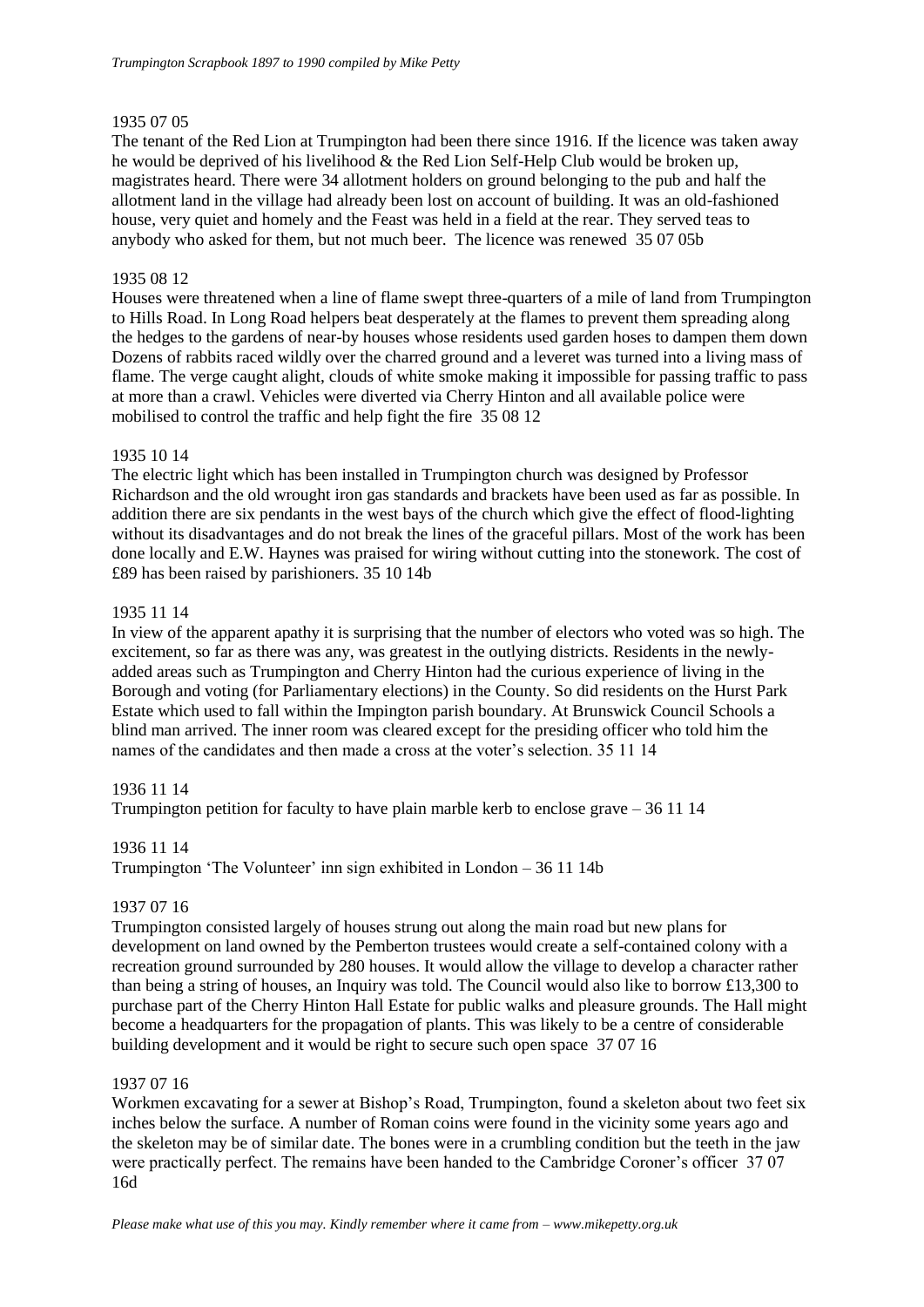1935 07 05

The tenant of the Red Lion at Trumpington had been there since 1916. If the licence was taken away he would be deprived of his livelihood & the Red Lion Self-Help Club would be broken up, magistrates heard. There were 34 allotment holders on ground belonging to the pub and half the allotment land in the village had already been lost on account of building. It was an old-fashioned house, very quiet and homely and the Feast was held in a field at the rear. They served teas to anybody who asked for them, but not much beer. The licence was renewed 35 07 05b

1935 08 12

Houses were threatened when a line of flame swept three-quarters of a mile of land from Trumpington to Hills Road. In Long Road helpers beat desperately at the flames to prevent them spreading along the hedges to the gardens of near-by houses whose residents used garden hoses to dampen them down Dozens of rabbits raced wildly over the charred ground and a leveret was turned into a living mass of flame. The verge caught alight, clouds of white smoke making it impossible for passing traffic to pass at more than a crawl. Vehicles were diverted via Cherry Hinton and all available police were mobilised to control the traffic and help fight the fire 35 08 12

1935 10 14

The electric light which has been installed in Trumpington church was designed by Professor Richardson and the old wrought iron gas standards and brackets have been used as far as possible. In addition there are six pendants in the west bays of the church which give the effect of flood-lighting without its disadvantages and do not break the lines of the graceful pillars. Most of the work has been done locally and E.W. Haynes was praised for wiring without cutting into the stonework. The cost of £89 has been raised by parishioners. 35 10 14b

1935 11 14

In view of the apparent apathy it is surprising that the number of electors who voted was so high. The excitement, so far as there was any, was greatest in the outlying districts. Residents in the newly-added areas such as Trumpington and Cherry Hinton had the curious experience of living in the Borough and voting (for Parliamentary elections) in the County. So did residents on the Hurst Park Estate which used to fall within the Impington parish boundary. At Brunswick Council Schools a blind man arrived. The inner room was cleared except for the presiding officer who told him the names of the candidates and then made a cross at the voter's selection. 35 11 14

1936 11 14

Trumpington petition for faculty to have plain marble kerb to enclose grave – 36 11 14

1936 11 14

Trumpington 'The Volunteer' inn sign exhibited in London – 36 11 14b

1937 07 16

Trumpington consisted largely of houses strung out along the main road but new plans for development on land owned by the Pemberton trustees would create a self-contained colony with a recreation ground surrounded by 280 houses. It would allow the village to develop a character rather than being a string of houses, an Inquiry was told. The Council would also like to borrow £13,300 to purchase part of the Cherry Hinton Hall Estate for public walks and pleasure grounds. The Hall might become a headquarters for the propagation of plants. This was likely to be a centre of considerable building development and it would be right to secure such open space 37 07 16

1937 07 16

Workmen excavating for a sewer at Bishop's Road, Trumpington, found a skeleton about two feet six inches below the surface. A number of Roman coins were found in the vicinity some years ago and the skeleton may be of similar date. The bones were in a crumbling condition but the teeth in the jaw were practically perfect. The remains have been handed to the Cambridge Coroner's officer 37 07 16d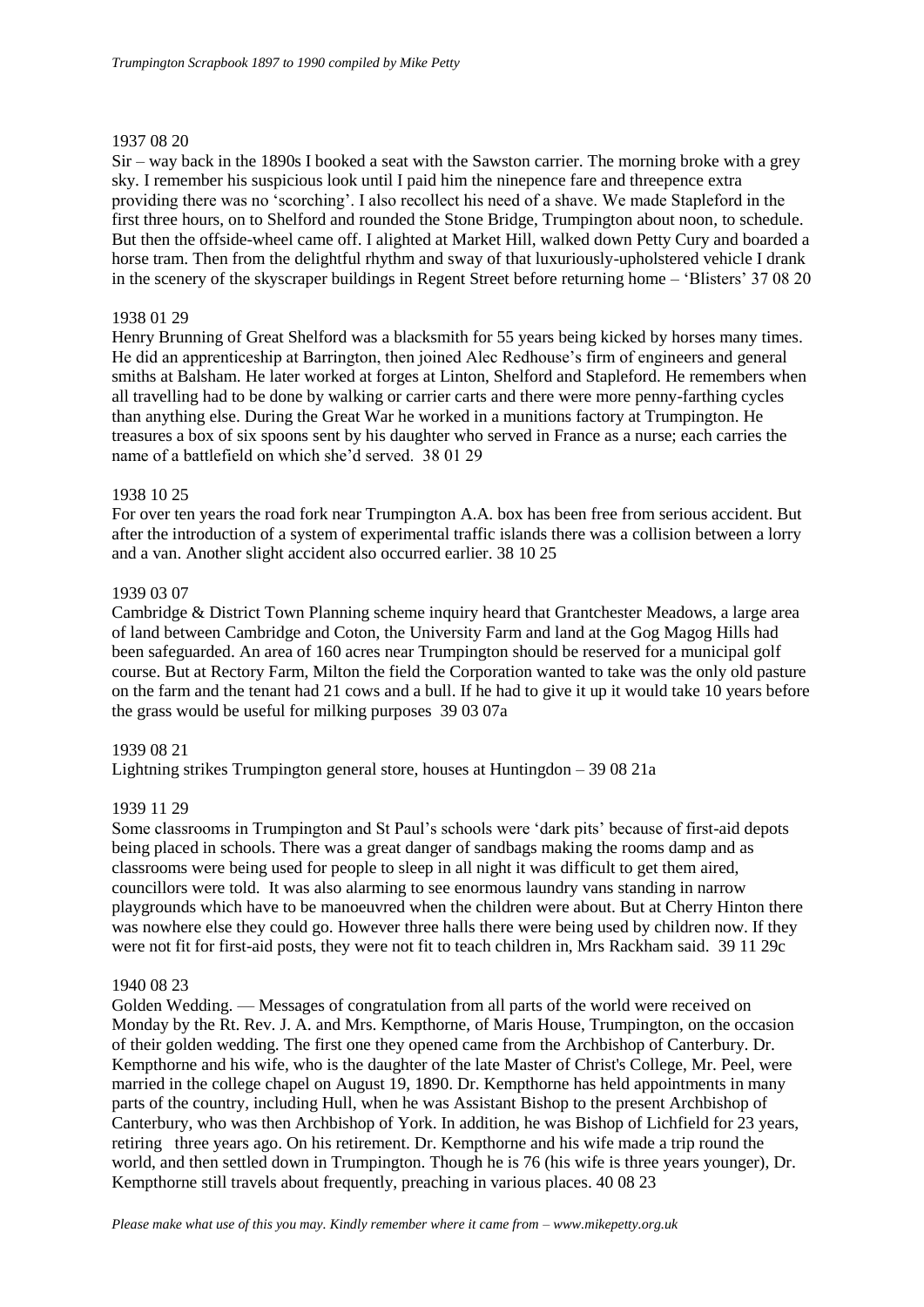1937 08 20

Sir – way back in the 1890s I booked a seat with the Sawston carrier. The morning broke with a grey sky. I remember his suspicious look until I paid him the ninepence fare and threepence extra providing there was no 'scorching'. I also recollect his need of a shave. We made Stapleford in the first three hours, on to Shelford and rounded the Stone Bridge, Trumpington about noon, to schedule. But then the offside-wheel came off. I alighted at Market Hill, walked down Petty Cury and boarded a horse tram. Then from the delightful rhythm and sway of that luxuriously-upholstered vehicle I drank in the scenery of the skyscraper buildings in Regent Street before returning home – 'Blisters' 37 08 20

1938 01 29

Henry Brunning of Great Shelford was a blacksmith for 55 years being kicked by horses many times. He did an apprenticeship at Barrington, then joined Alec Redhouse's firm of engineers and general smiths at Balsham. He later worked at forges at Linton, Shelford and Stapleford. He remembers when all travelling had to be done by walking or carrier carts and there were more penny-farthing cycles than anything else. During the Great War he worked in a munitions factory at Trumpington. He treasures a box of six spoons sent by his daughter who served in France as a nurse; each carries the name of a battlefield on which she'd served. 38 01 29

1938 10 25

For over ten years the road fork near Trumpington A.A. box has been free from serious accident. But after the introduction of a system of experimental traffic islands there was a collision between a lorry and a van. Another slight accident also occurred earlier. 38 10 25

1939 03 07

Cambridge & District Town Planning scheme inquiry heard that Grantchester Meadows, a large area of land between Cambridge and Coton, the University Farm and land at the Gog Magog Hills had been safeguarded. An area of 160 acres near Trumpington should be reserved for a municipal golf course. But at Rectory Farm, Milton the field the Corporation wanted to take was the only old pasture on the farm and the tenant had 21 cows and a bull. If he had to give it up it would take 10 years before the grass would be useful for milking purposes 39 03 07a

1939 08 21

Lightning strikes Trumpington general store, houses at Huntingdon – 39 08 21a

1939 11 29

Some classrooms in Trumpington and St Paul's schools were 'dark pits' because of first-aid depots being placed in schools. There was a great danger of sandbags making the rooms damp and as classrooms were being used for people to sleep in all night it was difficult to get them aired, councillors were told. It was also alarming to see enormous laundry vans standing in narrow playgrounds which have to be manoeuvred when the children were about. But at Cherry Hinton there was nowhere else they could go. However three halls there were being used by children now. If they were not fit for first-aid posts, they were not fit to teach children in, Mrs Rackham said. 39 11 29c

1940 08 23

Golden Wedding. — Messages of congratulation from all parts of the world were received on Monday by the Rt. Rev. J. A. and Mrs. Kempthorne, of Maris House, Trumpington, on the occasion of their golden wedding. The first one they opened came from the Archbishop of Canterbury. Dr. Kempthorne and his wife, who is the daughter of the late Master of Christ's College, Mr. Peel, were married in the college chapel on August 19, 1890. Dr. Kempthorne has held appointments in many parts of the country, including Hull, when he was Assistant Bishop to the present Archbishop of Canterbury, who was then Archbishop of York. In addition, he was Bishop of Lichfield for 23 years, retiring three years ago. On his retirement. Dr. Kempthorne and his wife made a trip round the world, and then settled down in Trumpington. Though he is 76 (his wife is three years younger), Dr. Kempthorne still travels about frequently, preaching in various places. 40 08 23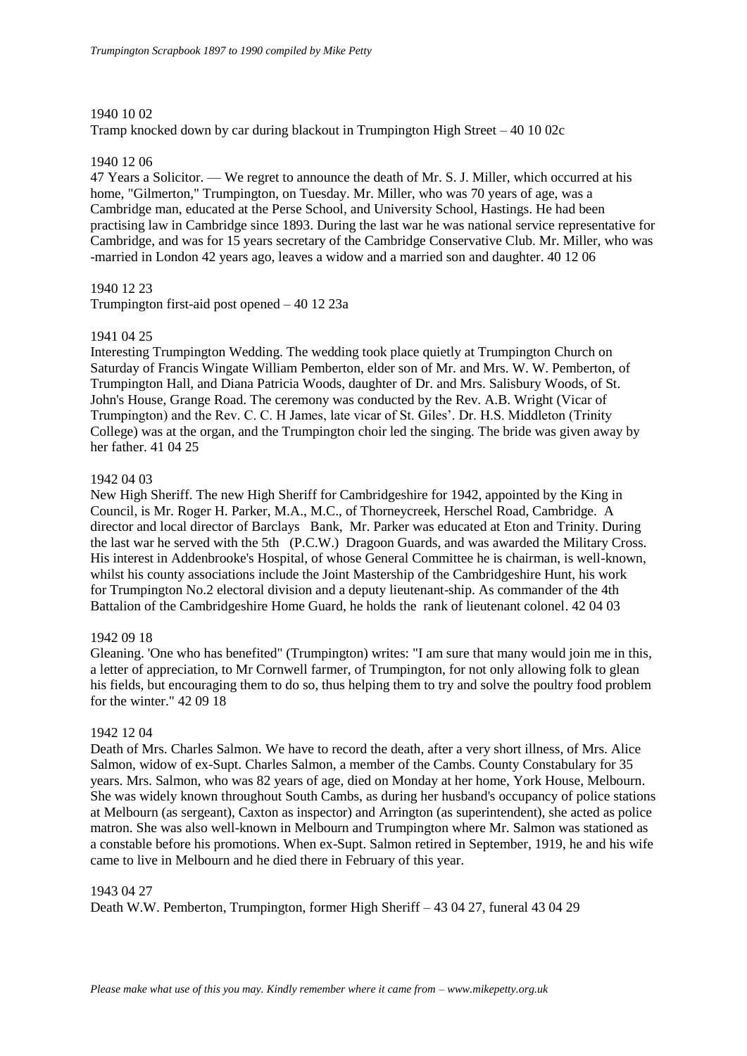1940 10 02

Tramp knocked down by car during blackout in Trumpington High Street – 40 10 02c

1940 12 06

47 Years a Solicitor. — We regret to announce the death of Mr. S. J. Miller, which occurred at his home, "Gilmerton," Trumpington, on Tuesday. Mr. Miller, who was 70 years of age, was a Cambridge man, educated at the Perse School, and University School, Hastings. He had been practising law in Cambridge since 1893. During the last war he was national service representative for Cambridge, and was for 15 years secretary of the Cambridge Conservative Club. Mr. Miller, who was -married in London 42 years ago, leaves a widow and a married son and daughter. 40 12 06

1940 12 23

Trumpington first-aid post opened – 40 12 23a

1941 04 25

Interesting Trumpington Wedding. The wedding took place quietly at Trumpington Church on Saturday of Francis Wingate William Pemberton, elder son of Mr. and Mrs. W. W. Pemberton, of Trumpington Hall, and Diana Patricia Woods, daughter of Dr. and Mrs. Salisbury Woods, of St. John's House, Grange Road. The ceremony was conducted by the Rev. A.B. Wright (Vicar of Trumpington) and the Rev. C. C. H James, late vicar of St. Giles'. Dr. H.S. Middleton (Trinity College) was at the organ, and the Trumpington choir led the singing. The bride was given away by her father. 41 04 25

1942 04 03

New High Sheriff. The new High Sheriff for Cambridgeshire for 1942, appointed by the King in Council, is Mr. Roger H. Parker, M.A., M.C., of Thorneycreek, Herschel Road, Cambridge. A director and local director of Barclays Bank, Mr. Parker was educated at Eton and Trinity. During the last war he served with the 5th (P.C.W.) Dragoon Guards, and was awarded the Military Cross. His interest in Addenbrooke's Hospital, of whose General Committee he is chairman, is well-known, whilst his county associations include the Joint Mastership of the Cambridgeshire Hunt, his work for Trumpington No.2 electoral division and a deputy lieutenant-ship. As commander of the 4th Battalion of the Cambridgeshire Home Guard, he holds the rank of lieutenant colonel. 42 04 03

1942 09 18

Gleaning. 'One who has benefited" (Trumpington) writes: "I am sure that many would join me in this, a letter of appreciation, to Mr Cornwell farmer, of Trumpington, for not only allowing folk to glean his fields, but encouraging them to do so, thus helping them to try and solve the poultry food problem for the winter." 42 09 18

1942 12 04

Death of Mrs. Charles Salmon. We have to record the death, after a very short illness, of Mrs. Alice Salmon, widow of ex-Supt. Charles Salmon, a member of the Cambs. County Constabulary for 35 years. Mrs. Salmon, who was 82 years of age, died on Monday at her home, York House, Melbourn. She was widely known throughout South Cambs, as during her husband's occupancy of police stations at Melbourn (as sergeant), Caxton as inspector) and Arrington (as superintendent), she acted as police matron. She was also well-known in Melbourn and Trumpington where Mr. Salmon was stationed as a constable before his promotions. When ex-Supt. Salmon retired in September, 1919, he and his wife came to live in Melbourn and he died there in February of this year.

1943 04 27

Death W.W. Pemberton, Trumpington, former High Sheriff – 43 04 27, funeral 43 04 29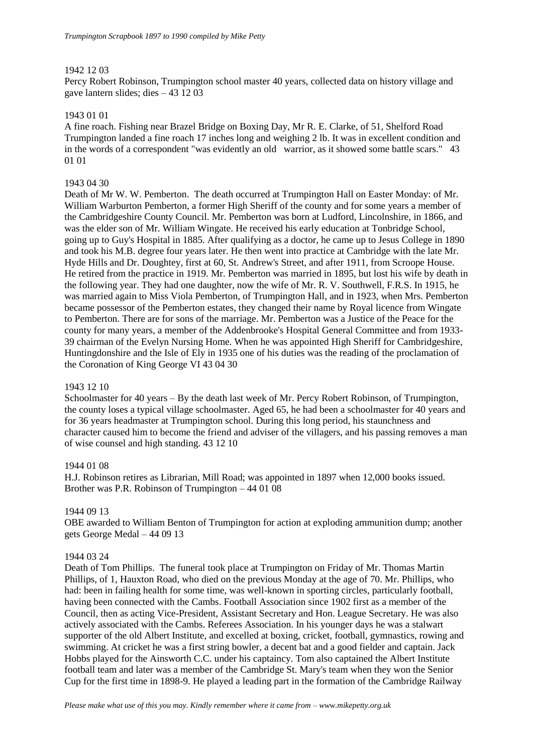1942 12 03

Percy Robert Robinson, Trumpington school master 40 years, collected data on history village and gave lantern slides; dies – 43 12 03

1943 01 01

A fine roach. Fishing near Brazel Bridge on Boxing Day, Mr R. E. Clarke, of 51, Shelford Road Trumpington landed a fine roach 17 inches long and weighing 2 lb. It was in excellent condition and in the words of a correspondent "was evidently an old warrior, as it showed some battle scars." 43 01 01

1943 04 30

Death of Mr W. W. Pemberton. The death occurred at Trumpington Hall on Easter Monday: of Mr. William Warburton Pemberton, a former High Sheriff of the county and for some years a member of the Cambridgeshire County Council. Mr. Pemberton was born at Ludford, Lincolnshire, in 1866, and was the elder son of Mr. William Wingate. He received his early education at Tonbridge School, going up to Guy's Hospital in 1885. After qualifying as a doctor, he came up to Jesus College in 1890 and took his M.B. degree four years later. He then went into practice at Cambridge with the late Mr. Hyde Hills and Dr. Doughtey, first at 60, St. Andrew's Street, and after 1911, from Scroope House. He retired from the practice in 1919. Mr. Pemberton was married in 1895, but lost his wife by death in the following year. They had one daughter, now the wife of Mr. R. V. Southwell, F.R.S. In 1915, he was married again to Miss Viola Pemberton, of Trumpington Hall, and in 1923, when Mrs. Pemberton became possessor of the Pemberton estates, they changed their name by Royal licence from Wingate to Pemberton. There are for sons of the marriage. Mr. Pemberton was a Justice of the Peace for the county for many years, a member of the Addenbrooke's Hospital General Committee and from 1933-39 chairman of the Evelyn Nursing Home. When he was appointed High Sheriff for Cambridgeshire, Huntingdonshire and the Isle of Ely in 1935 one of his duties was the reading of the proclamation of the Coronation of King George VI 43 04 30

1943 12 10

Schoolmaster for 40 years – By the death last week of Mr. Percy Robert Robinson, of Trumpington, the county loses a typical village schoolmaster. Aged 65, he had been a schoolmaster for 40 years and for 36 years headmaster at Trumpington school. During this long period, his staunchness and character caused him to become the friend and adviser of the villagers, and his passing removes a man of wise counsel and high standing. 43 12 10

1944 01 08

H.J. Robinson retires as Librarian, Mill Road; was appointed in 1897 when 12,000 books issued. Brother was P.R. Robinson of Trumpington – 44 01 08

1944 09 13

OBE awarded to William Benton of Trumpington for action at exploding ammunition dump; another gets George Medal – 44 09 13

1944 03 24

Death of Tom Phillips. The funeral took place at Trumpington on Friday of Mr. Thomas Martin Phillips, of 1, Hauxton Road, who died on the previous Monday at the age of 70. Mr. Phillips, who had: been in failing health for some time, was well-known in sporting circles, particularly football, having been connected with the Cambs. Football Association since 1902 first as a member of the Council, then as acting Vice-President, Assistant Secretary and Hon. League Secretary. He was also actively associated with the Cambs. Referees Association. In his younger days he was a stalwart supporter of the old Albert Institute, and excelled at boxing, cricket, football, gymnastics, rowing and swimming. At cricket he was a first string bowler, a decent bat and a good fielder and captain. Jack Hobbs played for the Ainsworth C.C. under his captaincy. Tom also captained the Albert Institute football team and later was a member of the Cambridge St. Mary's team when they won the Senior Cup for the first time in 1898-9. He played a leading part in the formation of the Cambridge Railway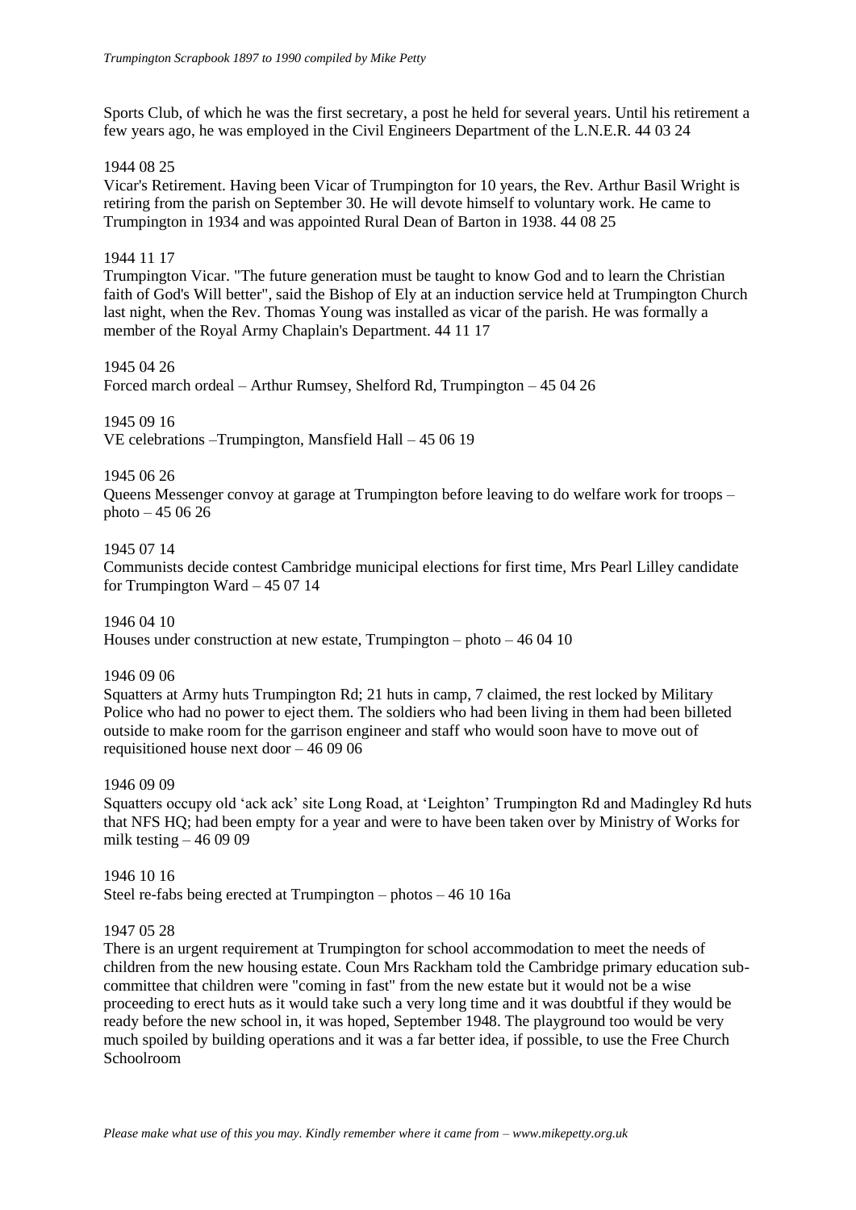Sports Club, of which he was the first secretary, a post he held for several years. Until his retirement a few years ago, he was employed in the Civil Engineers Department of the L.N.E.R. 44 03 24

1944 08 25

Vicar's Retirement. Having been Vicar of Trumpington for 10 years, the Rev. Arthur Basil Wright is retiring from the parish on September 30. He will devote himself to voluntary work. He came to Trumpington in 1934 and was appointed Rural Dean of Barton in 1938. 44 08 25

1944 11 17

Trumpington Vicar. "The future generation must be taught to know God and to learn the Christian faith of God's Will better", said the Bishop of Ely at an induction service held at Trumpington Church last night, when the Rev. Thomas Young was installed as vicar of the parish. He was formally a member of the Royal Army Chaplain's Department. 44 11 17

1945 04 26

Forced march ordeal – Arthur Rumsey, Shelford Rd, Trumpington – 45 04 26

1945 09 16

VE celebrations –Trumpington, Mansfield Hall – 45 06 19

1945 06 26

Queens Messenger convoy at garage at Trumpington before leaving to do welfare work for troops – photo – 45 06 26

1945 07 14

Communists decide contest Cambridge municipal elections for first time, Mrs Pearl Lilley candidate for Trumpington Ward – 45 07 14

1946 04 10

Houses under construction at new estate, Trumpington – photo – 46 04 10

1946 09 06

Squatters at Army huts Trumpington Rd; 21 huts in camp, 7 claimed, the rest locked by Military Police who had no power to eject them. The soldiers who had been living in them had been billeted outside to make room for the garrison engineer and staff who would soon have to move out of requisitioned house next door – 46 09 06

1946 09 09

Squatters occupy old 'ack ack' site Long Road, at 'Leighton' Trumpington Rd and Madingley Rd huts that NFS HQ; had been empty for a year and were to have been taken over by Ministry of Works for milk testing – 46 09 09

1946 10 16

Steel re-fabs being erected at Trumpington – photos – 46 10 16a

1947 05 28

There is an urgent requirement at Trumpington for school accommodation to meet the needs of children from the new housing estate. Coun Mrs Rackham told the Cambridge primary education sub-committee that children were "coming in fast" from the new estate but it would not be a wise proceeding to erect huts as it would take such a very long time and it was doubtful if they would be ready before the new school in, it was hoped, September 1948. The playground too would be very much spoiled by building operations and it was a far better idea, if possible, to use the Free Church Schoolroom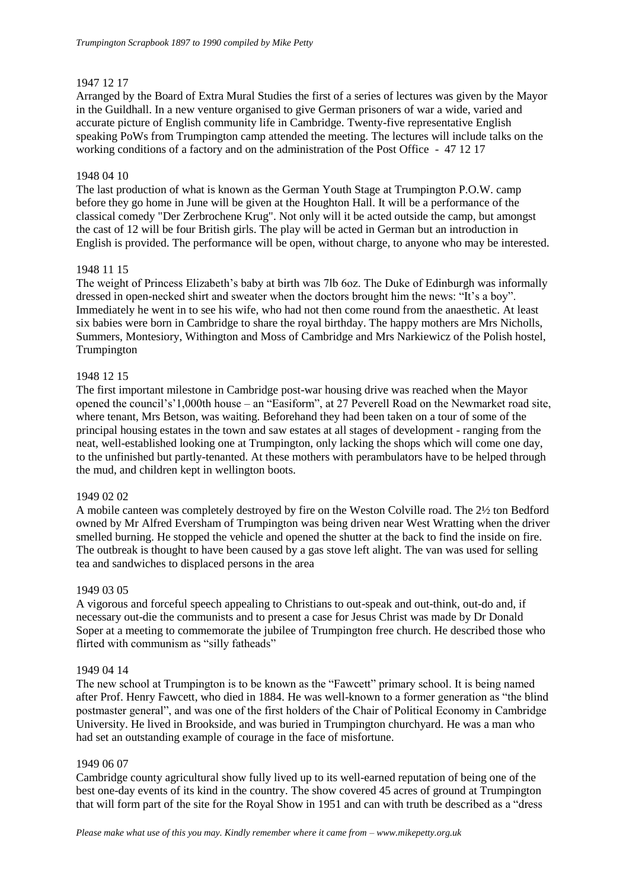1947 12 17

Arranged by the Board of Extra Mural Studies the first of a series of lectures was given by the Mayor in the Guildhall. In a new venture organised to give German prisoners of war a wide, varied and accurate picture of English community life in Cambridge. Twenty-five representative English speaking PoWs from Trumpington camp attended the meeting. The lectures will include talks on the working conditions of a factory and on the administration of the Post Office - 47 12 17

1948 04 10

The last production of what is known as the German Youth Stage at Trumpington P.O.W. camp before they go home in June will be given at the Houghton Hall. It will be a performance of the classical comedy "Der Zerbrochene Krug". Not only will it be acted outside the camp, but amongst the cast of 12 will be four British girls. The play will be acted in German but an introduction in English is provided. The performance will be open, without charge, to anyone who may be interested.

1948 11 15

The weight of Princess Elizabeth's baby at birth was 7lb 6oz. The Duke of Edinburgh was informally dressed in open-necked shirt and sweater when the doctors brought him the news: "It's a boy". Immediately he went in to see his wife, who had not then come round from the anaesthetic. At least six babies were born in Cambridge to share the royal birthday. The happy mothers are Mrs Nicholls, Summers, Montesiory, Withington and Moss of Cambridge and Mrs Narkiewicz of the Polish hostel, Trumpington

1948 12 15

The first important milestone in Cambridge post-war housing drive was reached when the Mayor opened the council's'1,000th house – an "Easiform", at 27 Peverell Road on the Newmarket road site, where tenant, Mrs Betson, was waiting. Beforehand they had been taken on a tour of some of the principal housing estates in the town and saw estates at all stages of development - ranging from the neat, well-established looking one at Trumpington, only lacking the shops which will come one day, to the unfinished but partly-tenanted. At these mothers with perambulators have to be helped through the mud, and children kept in wellington boots.

1949 02 02

A mobile canteen was completely destroyed by fire on the Weston Colville road. The 2½ ton Bedford owned by Mr Alfred Eversham of Trumpington was being driven near West Wratting when the driver smelled burning. He stopped the vehicle and opened the shutter at the back to find the inside on fire. The outbreak is thought to have been caused by a gas stove left alight. The van was used for selling tea and sandwiches to displaced persons in the area

1949 03 05

A vigorous and forceful speech appealing to Christians to out-speak and out-think, out-do and, if necessary out-die the communists and to present a case for Jesus Christ was made by Dr Donald Soper at a meeting to commemorate the jubilee of Trumpington free church. He described those who flirted with communism as "silly fatheads"

1949 04 14

The new school at Trumpington is to be known as the "Fawcett" primary school. It is being named after Prof. Henry Fawcett, who died in 1884. He was well-known to a former generation as "the blind postmaster general", and was one of the first holders of the Chair of Political Economy in Cambridge University. He lived in Brookside, and was buried in Trumpington churchyard. He was a man who had set an outstanding example of courage in the face of misfortune.

1949 06 07

Cambridge county agricultural show fully lived up to its well-earned reputation of being one of the best one-day events of its kind in the country. The show covered 45 acres of ground at Trumpington that will form part of the site for the Royal Show in 1951 and can with truth be described as a "dress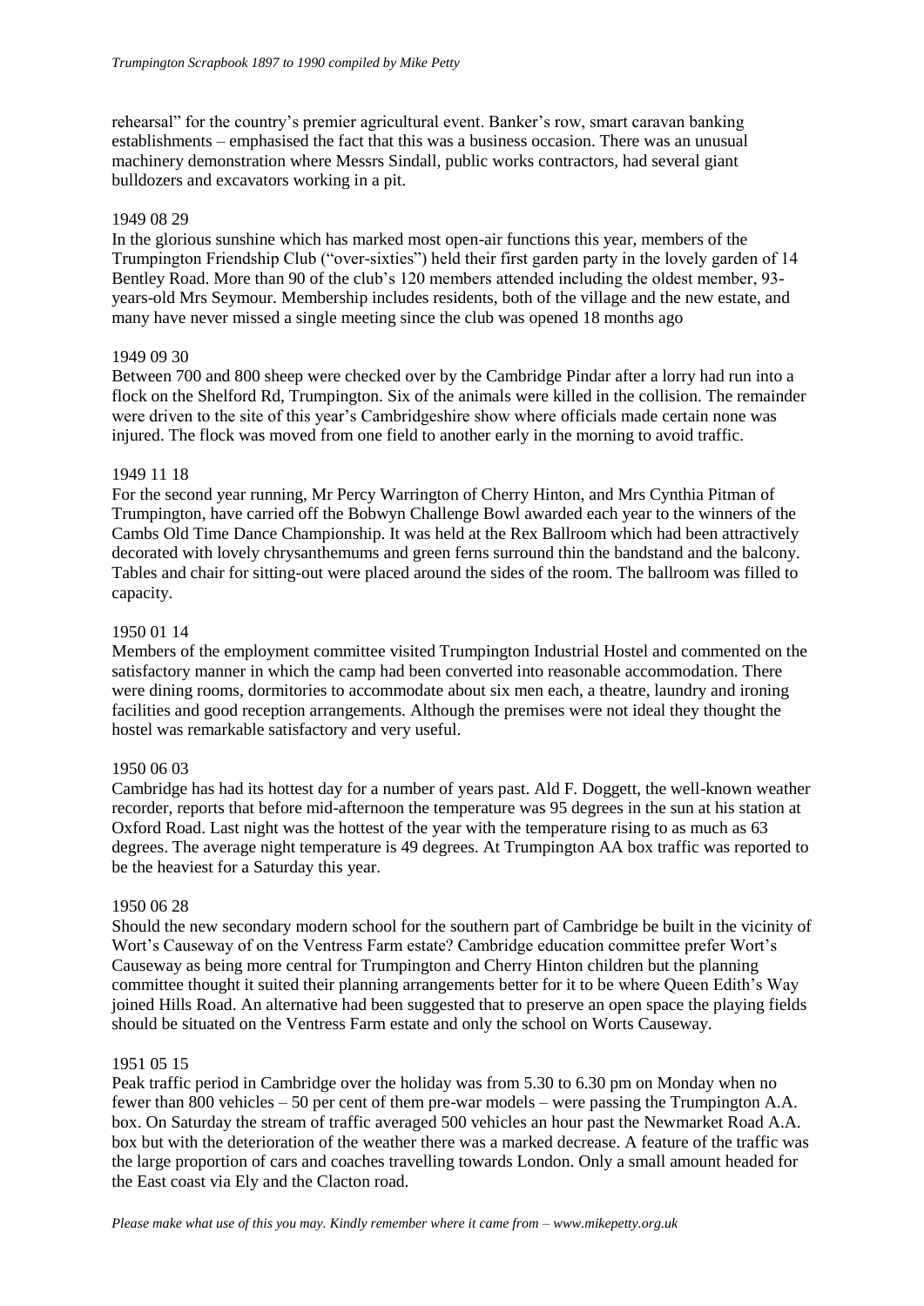rehearsal" for the country's premier agricultural event. Banker's row, smart caravan banking establishments – emphasised the fact that this was a business occasion. There was an unusual machinery demonstration where Messrs Sindall, public works contractors, had several giant bulldozers and excavators working in a pit.

1949 08 29

In the glorious sunshine which has marked most open-air functions this year, members of the Trumpington Friendship Club ("over-sixties") held their first garden party in the lovely garden of 14 Bentley Road. More than 90 of the club's 120 members attended including the oldest member, 93-years-old Mrs Seymour. Membership includes residents, both of the village and the new estate, and many have never missed a single meeting since the club was opened 18 months ago

1949 09 30

Between 700 and 800 sheep were checked over by the Cambridge Pindar after a lorry had run into a flock on the Shelford Rd, Trumpington. Six of the animals were killed in the collision. The remainder were driven to the site of this year's Cambridgeshire show where officials made certain none was injured. The flock was moved from one field to another early in the morning to avoid traffic.

1949 11 18

For the second year running, Mr Percy Warrington of Cherry Hinton, and Mrs Cynthia Pitman of Trumpington, have carried off the Bobwyn Challenge Bowl awarded each year to the winners of the Cambs Old Time Dance Championship. It was held at the Rex Ballroom which had been attractively decorated with lovely chrysanthemums and green ferns surround thin the bandstand and the balcony. Tables and chair for sitting-out were placed around the sides of the room. The ballroom was filled to capacity.

1950 01 14

Members of the employment committee visited Trumpington Industrial Hostel and commented on the satisfactory manner in which the camp had been converted into reasonable accommodation. There were dining rooms, dormitories to accommodate about six men each, a theatre, laundry and ironing facilities and good reception arrangements. Although the premises were not ideal they thought the hostel was remarkable satisfactory and very useful.

1950 06 03

Cambridge has had its hottest day for a number of years past. Ald F. Doggett, the well-known weather recorder, reports that before mid-afternoon the temperature was 95 degrees in the sun at his station at Oxford Road. Last night was the hottest of the year with the temperature rising to as much as 63 degrees. The average night temperature is 49 degrees. At Trumpington AA box traffic was reported to be the heaviest for a Saturday this year.

1950 06 28

Should the new secondary modern school for the southern part of Cambridge be built in the vicinity of Wort's Causeway of on the Ventress Farm estate? Cambridge education committee prefer Wort's Causeway as being more central for Trumpington and Cherry Hinton children but the planning committee thought it suited their planning arrangements better for it to be where Queen Edith's Way joined Hills Road. An alternative had been suggested that to preserve an open space the playing fields should be situated on the Ventress Farm estate and only the school on Worts Causeway.

1951 05 15

Peak traffic period in Cambridge over the holiday was from 5.30 to 6.30 pm on Monday when no fewer than 800 vehicles – 50 per cent of them pre-war models – were passing the Trumpington A.A. box. On Saturday the stream of traffic averaged 500 vehicles an hour past the Newmarket Road A.A. box but with the deterioration of the weather there was a marked decrease. A feature of the traffic was the large proportion of cars and coaches travelling towards London. Only a small amount headed for the East coast via Ely and the Clacton road.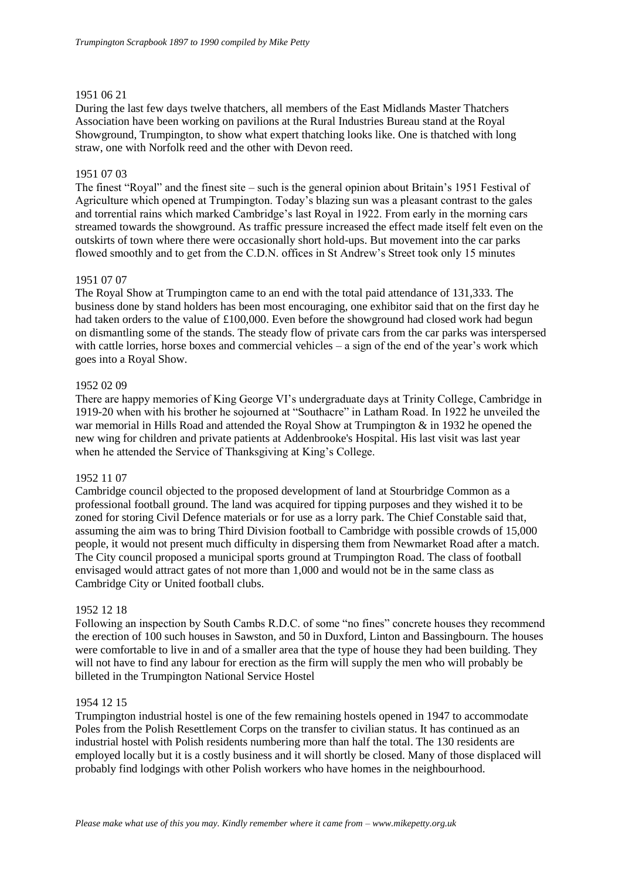1951 06 21

During the last few days twelve thatchers, all members of the East Midlands Master Thatchers Association have been working on pavilions at the Rural Industries Bureau stand at the Royal Showground, Trumpington, to show what expert thatching looks like. One is thatched with long straw, one with Norfolk reed and the other with Devon reed.

1951 07 03

The finest "Royal" and the finest site – such is the general opinion about Britain's 1951 Festival of Agriculture which opened at Trumpington. Today's blazing sun was a pleasant contrast to the gales and torrential rains which marked Cambridge's last Royal in 1922. From early in the morning cars streamed towards the showground. As traffic pressure increased the effect made itself felt even on the outskirts of town where there were occasionally short hold-ups. But movement into the car parks flowed smoothly and to get from the C.D.N. offices in St Andrew's Street took only 15 minutes

1951 07 07

The Royal Show at Trumpington came to an end with the total paid attendance of 131,333. The business done by stand holders has been most encouraging, one exhibitor said that on the first day he had taken orders to the value of £100,000. Even before the showground had closed work had begun on dismantling some of the stands. The steady flow of private cars from the car parks was interspersed with cattle lorries, horse boxes and commercial vehicles – a sign of the end of the year's work which goes into a Royal Show.

1952 02 09

There are happy memories of King George VI's undergraduate days at Trinity College, Cambridge in 1919-20 when with his brother he sojourned at "Southacre" in Latham Road. In 1922 he unveiled the war memorial in Hills Road and attended the Royal Show at Trumpington & in 1932 he opened the new wing for children and private patients at Addenbrooke's Hospital. His last visit was last year when he attended the Service of Thanksgiving at King's College.

1952 11 07

Cambridge council objected to the proposed development of land at Stourbridge Common as a professional football ground. The land was acquired for tipping purposes and they wished it to be zoned for storing Civil Defence materials or for use as a lorry park. The Chief Constable said that, assuming the aim was to bring Third Division football to Cambridge with possible crowds of 15,000 people, it would not present much difficulty in dispersing them from Newmarket Road after a match. The City council proposed a municipal sports ground at Trumpington Road. The class of football envisaged would attract gates of not more than 1,000 and would not be in the same class as Cambridge City or United football clubs.

1952 12 18

Following an inspection by South Cambs R.D.C. of some "no fines" concrete houses they recommend the erection of 100 such houses in Sawston, and 50 in Duxford, Linton and Bassingbourn. The houses were comfortable to live in and of a smaller area that the type of house they had been building. They will not have to find any labour for erection as the firm will supply the men who will probably be billeted in the Trumpington National Service Hostel

1954 12 15

Trumpington industrial hostel is one of the few remaining hostels opened in 1947 to accommodate Poles from the Polish Resettlement Corps on the transfer to civilian status. It has continued as an industrial hostel with Polish residents numbering more than half the total. The 130 residents are employed locally but it is a costly business and it will shortly be closed. Many of those displaced will probably find lodgings with other Polish workers who have homes in the neighbourhood.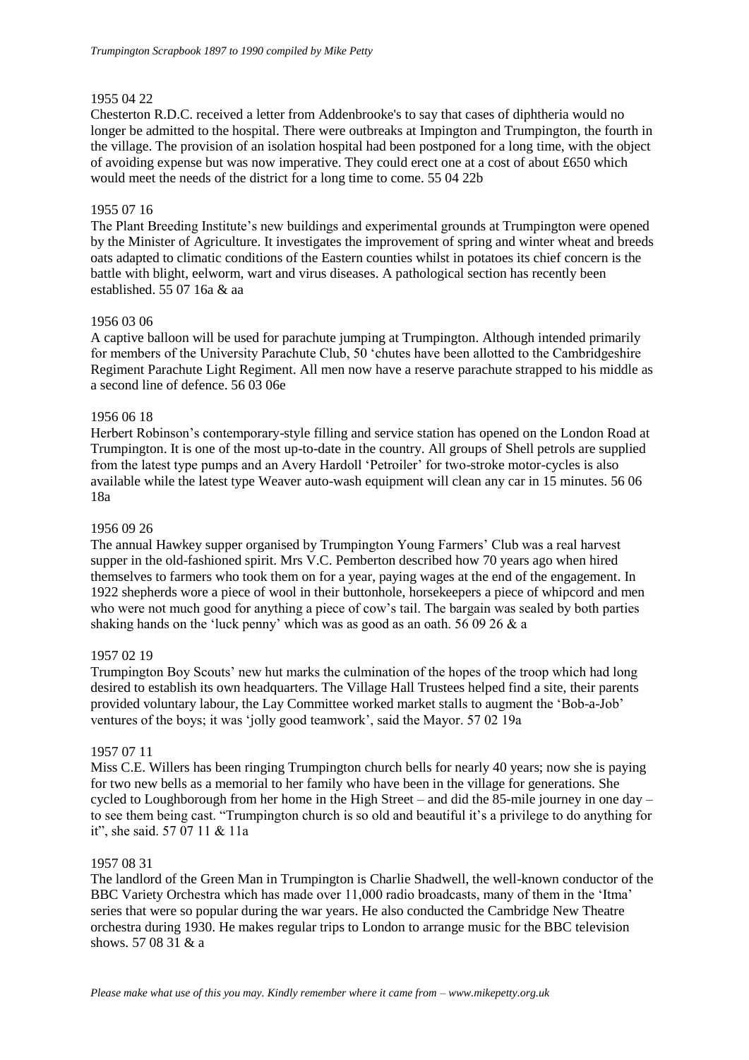1955 04 22

Chesterton R.D.C. received a letter from Addenbrooke's to say that cases of diphtheria would no longer be admitted to the hospital. There were outbreaks at Impington and Trumpington, the fourth in the village. The provision of an isolation hospital had been postponed for a long time, with the object of avoiding expense but was now imperative. They could erect one at a cost of about £650 which would meet the needs of the district for a long time to come. 55 04 22b

1955 07 16

The Plant Breeding Institute's new buildings and experimental grounds at Trumpington were opened by the Minister of Agriculture. It investigates the improvement of spring and winter wheat and breeds oats adapted to climatic conditions of the Eastern counties whilst in potatoes its chief concern is the battle with blight, eelworm, wart and virus diseases. A pathological section has recently been established. 55 07 16a & aa

1956 03 06

A captive balloon will be used for parachute jumping at Trumpington. Although intended primarily for members of the University Parachute Club, 50 'chutes have been allotted to the Cambridgeshire Regiment Parachute Light Regiment. All men now have a reserve parachute strapped to his middle as a second line of defence. 56 03 06e

1956 06 18

Herbert Robinson's contemporary-style filling and service station has opened on the London Road at Trumpington. It is one of the most up-to-date in the country. All groups of Shell petrols are supplied from the latest type pumps and an Avery Hardoll 'Petroiler' for two-stroke motor-cycles is also available while the latest type Weaver auto-wash equipment will clean any car in 15 minutes. 56 06 18a

1956 09 26

The annual Hawkey supper organised by Trumpington Young Farmers' Club was a real harvest supper in the old-fashioned spirit. Mrs V.C. Pemberton described how 70 years ago when hired themselves to farmers who took them on for a year, paying wages at the end of the engagement. In 1922 shepherds wore a piece of wool in their buttonhole, horsekeepers a piece of whipcord and men who were not much good for anything a piece of cow's tail. The bargain was sealed by both parties shaking hands on the 'luck penny' which was as good as an oath. 56 09 26 & a

1957 02 19

Trumpington Boy Scouts' new hut marks the culmination of the hopes of the troop which had long desired to establish its own headquarters. The Village Hall Trustees helped find a site, their parents provided voluntary labour, the Lay Committee worked market stalls to augment the 'Bob-a-Job' ventures of the boys; it was 'jolly good teamwork', said the Mayor. 57 02 19a

1957 07 11

Miss C.E. Willers has been ringing Trumpington church bells for nearly 40 years; now she is paying for two new bells as a memorial to her family who have been in the village for generations. She cycled to Loughborough from her home in the High Street – and did the 85-mile journey in one day – to see them being cast. "Trumpington church is so old and beautiful it's a privilege to do anything for it", she said. 57 07 11 & 11a

1957 08 31

The landlord of the Green Man in Trumpington is Charlie Shadwell, the well-known conductor of the BBC Variety Orchestra which has made over 11,000 radio broadcasts, many of them in the 'Itma' series that were so popular during the war years. He also conducted the Cambridge New Theatre orchestra during 1930. He makes regular trips to London to arrange music for the BBC television shows. 57 08 31 & a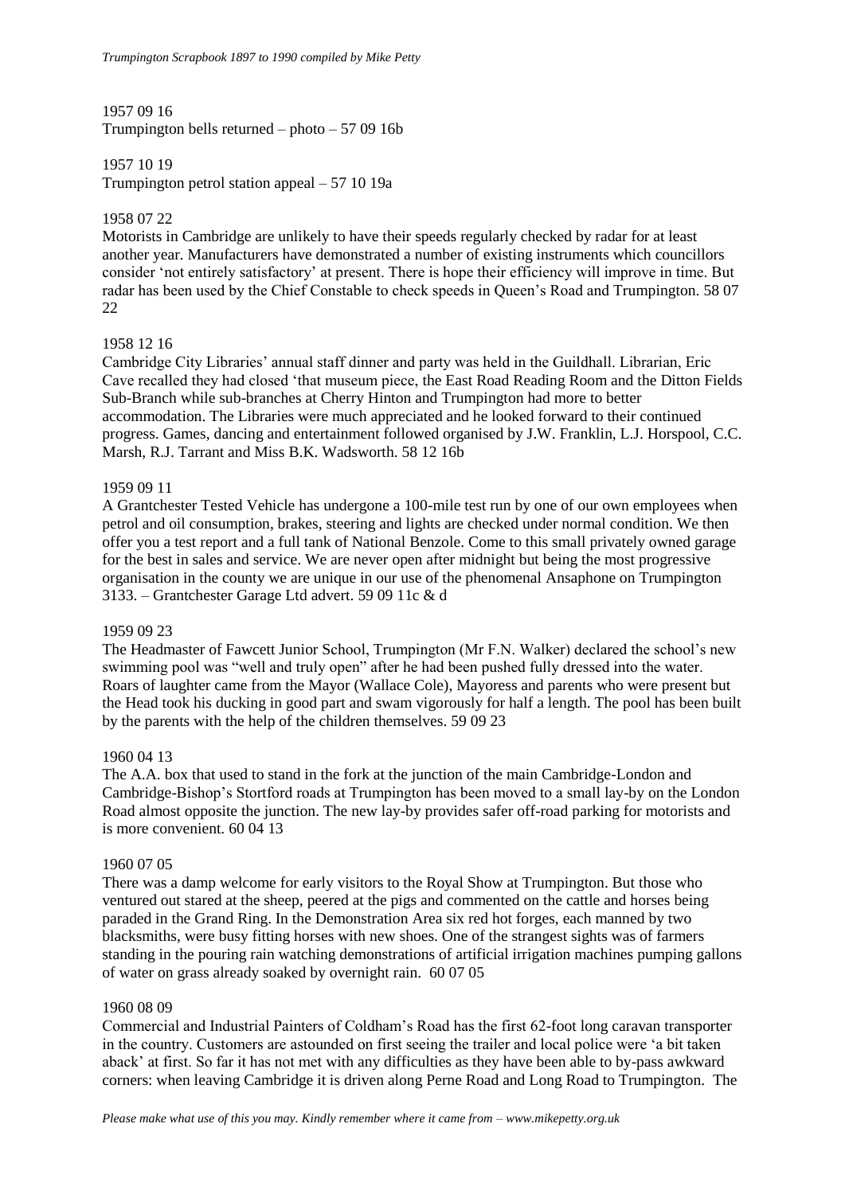1957 09 16
Trumpington bells returned – photo – 57 09 16b

1957 10 19
Trumpington petrol station appeal – 57 10 19a

1958 07 22
Motorists in Cambridge are unlikely to have their speeds regularly checked by radar for at least another year. Manufacturers have demonstrated a number of existing instruments which councillors consider 'not entirely satisfactory' at present. There is hope their efficiency will improve in time. But radar has been used by the Chief Constable to check speeds in Queen's Road and Trumpington. 58 07 22

1958 12 16
Cambridge City Libraries' annual staff dinner and party was held in the Guildhall. Librarian, Eric Cave recalled they had closed 'that museum piece, the East Road Reading Room and the Ditton Fields Sub-Branch while sub-branches at Cherry Hinton and Trumpington had more to better accommodation. The Libraries were much appreciated and he looked forward to their continued progress. Games, dancing and entertainment followed organised by J.W. Franklin, L.J. Horspool, C.C. Marsh, R.J. Tarrant and Miss B.K. Wadsworth. 58 12 16b

1959 09 11
A Grantchester Tested Vehicle has undergone a 100-mile test run by one of our own employees when petrol and oil consumption, brakes, steering and lights are checked under normal condition. We then offer you a test report and a full tank of National Benzole. Come to this small privately owned garage for the best in sales and service. We are never open after midnight but being the most progressive organisation in the county we are unique in our use of the phenomenal Ansaphone on Trumpington 3133. – Grantchester Garage Ltd advert. 59 09 11c & d

1959 09 23
The Headmaster of Fawcett Junior School, Trumpington (Mr F.N. Walker) declared the school's new swimming pool was "well and truly open" after he had been pushed fully dressed into the water. Roars of laughter came from the Mayor (Wallace Cole), Mayoress and parents who were present but the Head took his ducking in good part and swam vigorously for half a length. The pool has been built by the parents with the help of the children themselves. 59 09 23

1960 04 13
The A.A. box that used to stand in the fork at the junction of the main Cambridge-London and Cambridge-Bishop's Stortford roads at Trumpington has been moved to a small lay-by on the London Road almost opposite the junction. The new lay-by provides safer off-road parking for motorists and is more convenient. 60 04 13

1960 07 05
There was a damp welcome for early visitors to the Royal Show at Trumpington. But those who ventured out stared at the sheep, peered at the pigs and commented on the cattle and horses being paraded in the Grand Ring. In the Demonstration Area six red hot forges, each manned by two blacksmiths, were busy fitting horses with new shoes. One of the strangest sights was of farmers standing in the pouring rain watching demonstrations of artificial irrigation machines pumping gallons of water on grass already soaked by overnight rain. 60 07 05

1960 08 09
Commercial and Industrial Painters of Coldham's Road has the first 62-foot long caravan transporter in the country. Customers are astounded on first seeing the trailer and local police were 'a bit taken aback' at first. So far it has not met with any difficulties as they have been able to by-pass awkward corners: when leaving Cambridge it is driven along Perne Road and Long Road to Trumpington. The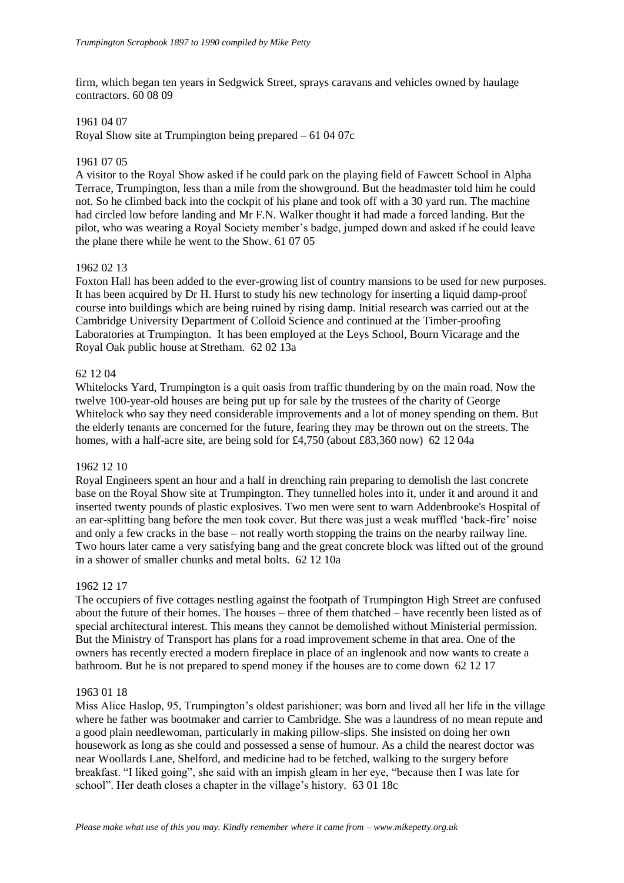firm, which began ten years in Sedgwick Street, sprays caravans and vehicles owned by haulage contractors. 60 08 09

1961 04 07
Royal Show site at Trumpington being prepared – 61 04 07c

1961 07 05
A visitor to the Royal Show asked if he could park on the playing field of Fawcett School in Alpha Terrace, Trumpington, less than a mile from the showground. But the headmaster told him he could not. So he climbed back into the cockpit of his plane and took off with a 30 yard run. The machine had circled low before landing and Mr F.N. Walker thought it had made a forced landing. But the pilot, who was wearing a Royal Society member's badge, jumped down and asked if he could leave the plane there while he went to the Show. 61 07 05

1962 02 13
Foxton Hall has been added to the ever-growing list of country mansions to be used for new purposes. It has been acquired by Dr H. Hurst to study his new technology for inserting a liquid damp-proof course into buildings which are being ruined by rising damp. Initial research was carried out at the Cambridge University Department of Colloid Science and continued at the Timber-proofing Laboratories at Trumpington. It has been employed at the Leys School, Bourn Vicarage and the Royal Oak public house at Stretham. 62 02 13a

62 12 04
Whitelocks Yard, Trumpington is a quit oasis from traffic thundering by on the main road. Now the twelve 100-year-old houses are being put up for sale by the trustees of the charity of George Whitelock who say they need considerable improvements and a lot of money spending on them. But the elderly tenants are concerned for the future, fearing they may be thrown out on the streets. The homes, with a half-acre site, are being sold for £4,750 (about £83,360 now) 62 12 04a

1962 12 10
Royal Engineers spent an hour and a half in drenching rain preparing to demolish the last concrete base on the Royal Show site at Trumpington. They tunnelled holes into it, under it and around it and inserted twenty pounds of plastic explosives. Two men were sent to warn Addenbrooke's Hospital of an ear-splitting bang before the men took cover. But there was just a weak muffled 'back-fire' noise and only a few cracks in the base – not really worth stopping the trains on the nearby railway line. Two hours later came a very satisfying bang and the great concrete block was lifted out of the ground in a shower of smaller chunks and metal bolts. 62 12 10a

1962 12 17
The occupiers of five cottages nestling against the footpath of Trumpington High Street are confused about the future of their homes. The houses – three of them thatched – have recently been listed as of special architectural interest. This means they cannot be demolished without Ministerial permission. But the Ministry of Transport has plans for a road improvement scheme in that area. One of the owners has recently erected a modern fireplace in place of an inglenook and now wants to create a bathroom. But he is not prepared to spend money if the houses are to come down 62 12 17

1963 01 18
Miss Alice Haslop, 95, Trumpington's oldest parishioner; was born and lived all her life in the village where he father was bootmaker and carrier to Cambridge. She was a laundress of no mean repute and a good plain needlewoman, particularly in making pillow-slips. She insisted on doing her own housework as long as she could and possessed a sense of humour. As a child the nearest doctor was near Woollards Lane, Shelford, and medicine had to be fetched, walking to the surgery before breakfast. "I liked going", she said with an impish gleam in her eye, "because then I was late for school". Her death closes a chapter in the village's history. 63 01 18c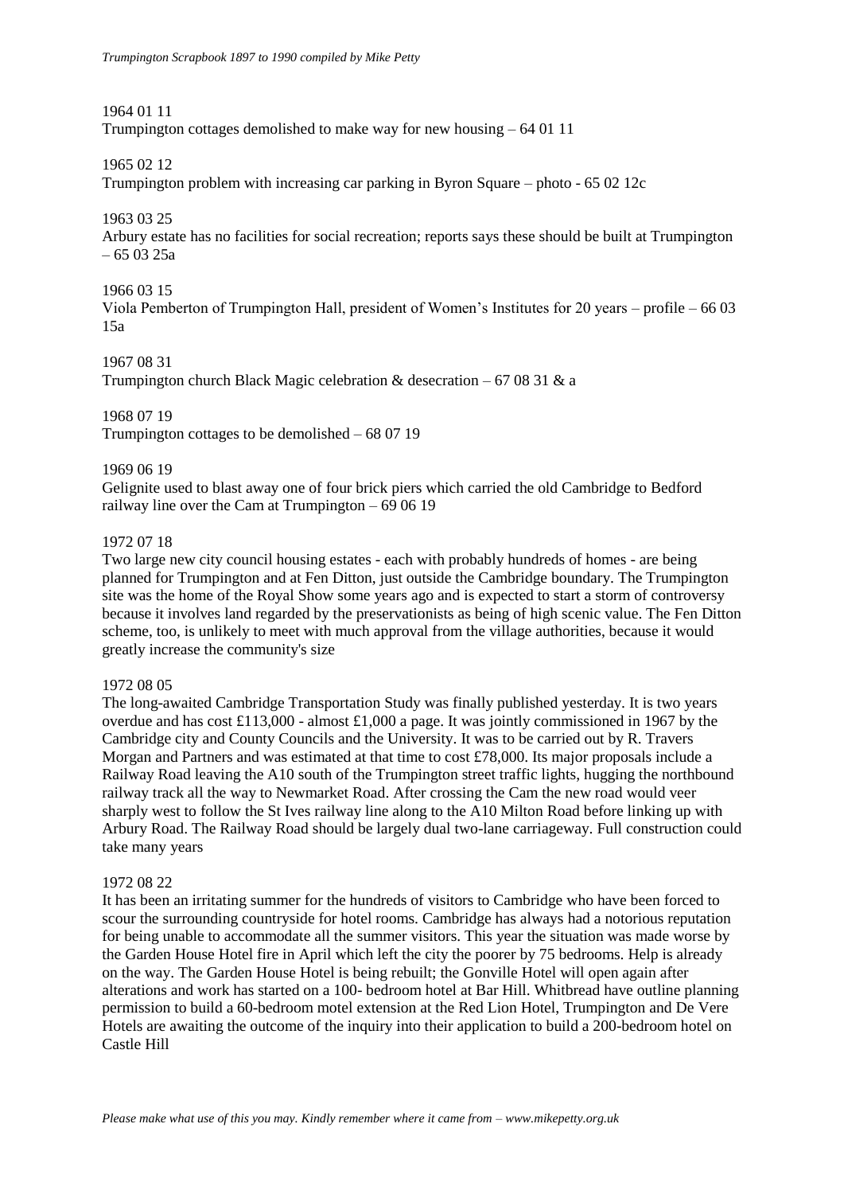1964 01 11

Trumpington cottages demolished to make way for new housing – 64 01 11

1965 02 12

Trumpington problem with increasing car parking in Byron Square – photo - 65 02 12c

1963 03 25

Arbury estate has no facilities for social recreation; reports says these should be built at Trumpington – 65 03 25a

1966 03 15

Viola Pemberton of Trumpington Hall, president of Women's Institutes for 20 years – profile – 66 03 15a

1967 08 31

Trumpington church Black Magic celebration & desecration – 67 08 31 & a

1968 07 19

Trumpington cottages to be demolished – 68 07 19

1969 06 19

Gelignite used to blast away one of four brick piers which carried the old Cambridge to Bedford railway line over the Cam at Trumpington – 69 06 19

1972 07 18

Two large new city council housing estates - each with probably hundreds of homes - are being planned for Trumpington and at Fen Ditton, just outside the Cambridge boundary. The Trumpington site was the home of the Royal Show some years ago and is expected to start a storm of controversy because it involves land regarded by the preservationists as being of high scenic value. The Fen Ditton scheme, too, is unlikely to meet with much approval from the village authorities, because it would greatly increase the community's size

1972 08 05

The long-awaited Cambridge Transportation Study was finally published yesterday. It is two years overdue and has cost £113,000 - almost £1,000 a page. It was jointly commissioned in 1967 by the Cambridge city and County Councils and the University. It was to be carried out by R. Travers Morgan and Partners and was estimated at that time to cost £78,000. Its major proposals include a Railway Road leaving the A10 south of the Trumpington street traffic lights, hugging the northbound railway track all the way to Newmarket Road. After crossing the Cam the new road would veer sharply west to follow the St Ives railway line along to the A10 Milton Road before linking up with Arbury Road. The Railway Road should be largely dual two-lane carriageway. Full construction could take many years

1972 08 22

It has been an irritating summer for the hundreds of visitors to Cambridge who have been forced to scour the surrounding countryside for hotel rooms. Cambridge has always had a notorious reputation for being unable to accommodate all the summer visitors. This year the situation was made worse by the Garden House Hotel fire in April which left the city the poorer by 75 bedrooms. Help is already on the way. The Garden House Hotel is being rebuilt; the Gonville Hotel will open again after alterations and work has started on a 100- bedroom hotel at Bar Hill. Whitbread have outline planning permission to build a 60-bedroom motel extension at the Red Lion Hotel, Trumpington and De Vere Hotels are awaiting the outcome of the inquiry into their application to build a 200-bedroom hotel on Castle Hill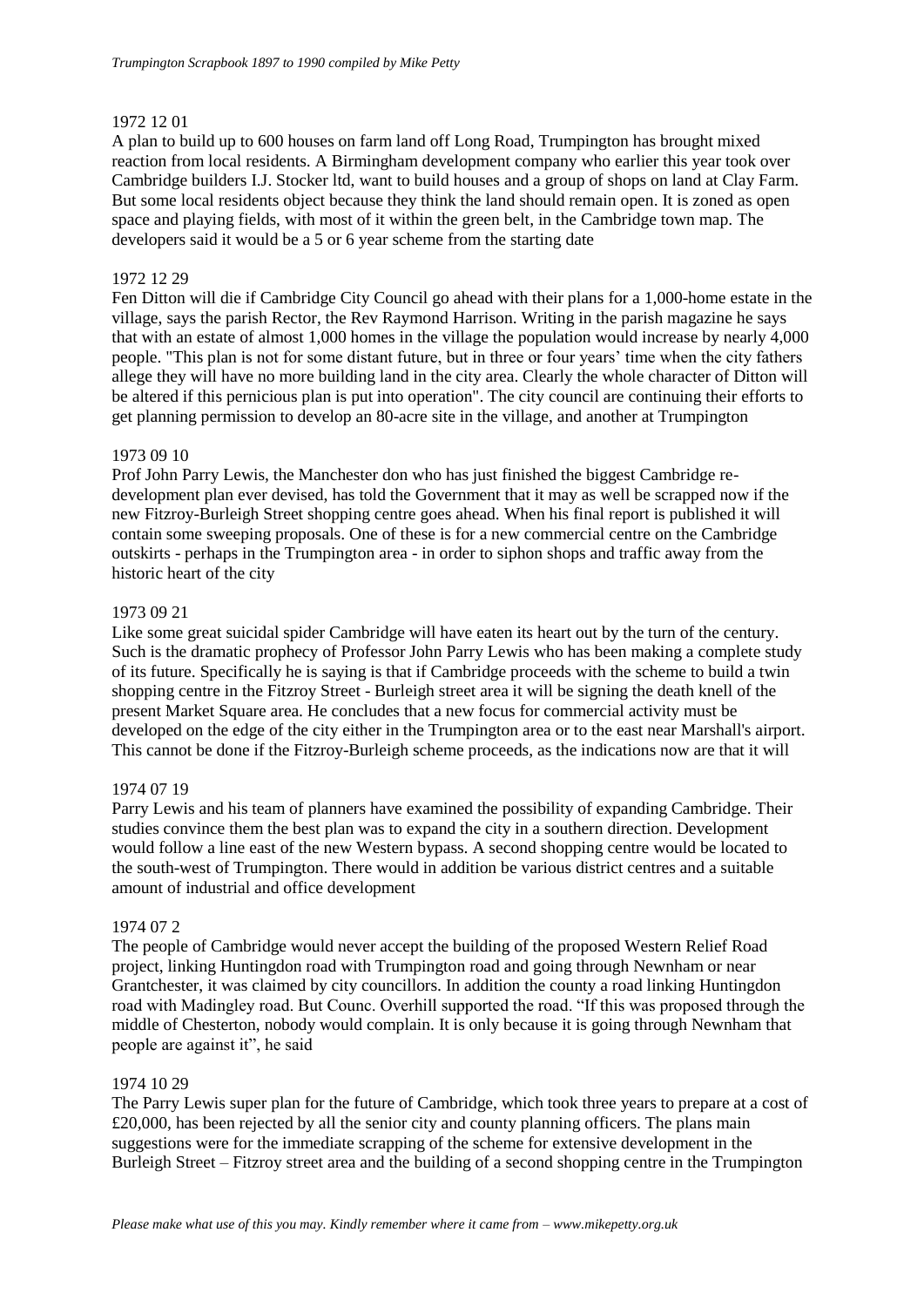1972 12 01

A plan to build up to 600 houses on farm land off Long Road, Trumpington has brought mixed reaction from local residents. A Birmingham development company who earlier this year took over Cambridge builders I.J. Stocker ltd, want to build houses and a group of shops on land at Clay Farm. But some local residents object because they think the land should remain open. It is zoned as open space and playing fields, with most of it within the green belt, in the Cambridge town map. The developers said it would be a 5 or 6 year scheme from the starting date

1972 12 29

Fen Ditton will die if Cambridge City Council go ahead with their plans for a 1,000-home estate in the village, says the parish Rector, the Rev Raymond Harrison. Writing in the parish magazine he says that with an estate of almost 1,000 homes in the village the population would increase by nearly 4,000 people. "This plan is not for some distant future, but in three or four years' time when the city fathers allege they will have no more building land in the city area. Clearly the whole character of Ditton will be altered if this pernicious plan is put into operation". The city council are continuing their efforts to get planning permission to develop an 80-acre site in the village, and another at Trumpington

1973 09 10

Prof John Parry Lewis, the Manchester don who has just finished the biggest Cambridge re-development plan ever devised, has told the Government that it may as well be scrapped now if the new Fitzroy-Burleigh Street shopping centre goes ahead. When his final report is published it will contain some sweeping proposals. One of these is for a new commercial centre on the Cambridge outskirts - perhaps in the Trumpington area - in order to siphon shops and traffic away from the historic heart of the city

1973 09 21

Like some great suicidal spider Cambridge will have eaten its heart out by the turn of the century. Such is the dramatic prophecy of Professor John Parry Lewis who has been making a complete study of its future. Specifically he is saying is that if Cambridge proceeds with the scheme to build a twin shopping centre in the Fitzroy Street - Burleigh street area it will be signing the death knell of the present Market Square area. He concludes that a new focus for commercial activity must be developed on the edge of the city either in the Trumpington area or to the east near Marshall's airport. This cannot be done if the Fitzroy-Burleigh scheme proceeds, as the indications now are that it will

1974 07 19

Parry Lewis and his team of planners have examined the possibility of expanding Cambridge. Their studies convince them the best plan was to expand the city in a southern direction. Development would follow a line east of the new Western bypass. A second shopping centre would be located to the south-west of Trumpington. There would in addition be various district centres and a suitable amount of industrial and office development

1974 07 2

The people of Cambridge would never accept the building of the proposed Western Relief Road project, linking Huntingdon road with Trumpington road and going through Newnham or near Grantchester, it was claimed by city councillors. In addition the county a road linking Huntingdon road with Madingley road. But Counc. Overhill supported the road. "If this was proposed through the middle of Chesterton, nobody would complain. It is only because it is going through Newnham that people are against it", he said

1974 10 29

The Parry Lewis super plan for the future of Cambridge, which took three years to prepare at a cost of £20,000, has been rejected by all the senior city and county planning officers. The plans main suggestions were for the immediate scrapping of the scheme for extensive development in the Burleigh Street – Fitzroy street area and the building of a second shopping centre in the Trumpington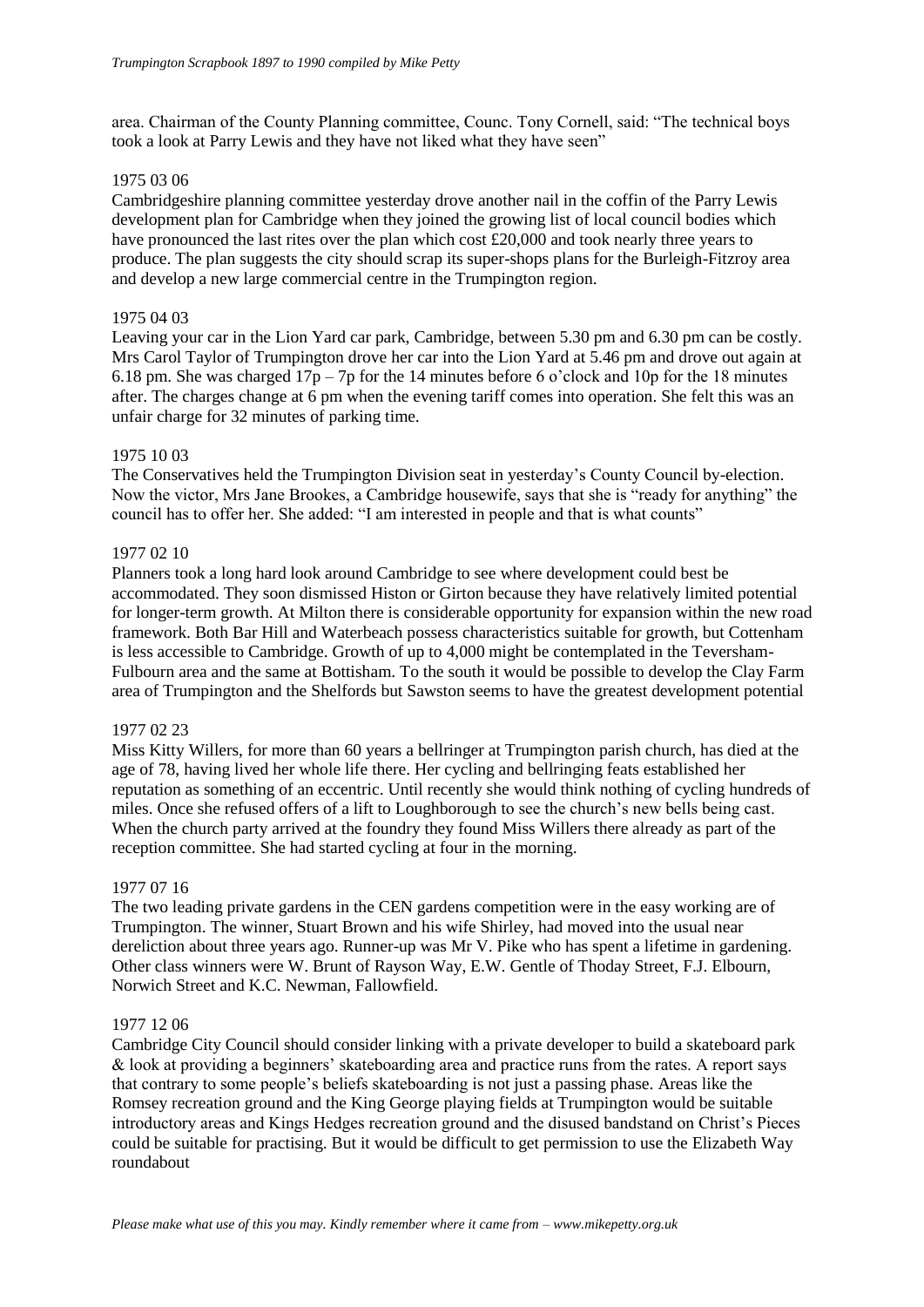area. Chairman of the County Planning committee, Counc. Tony Cornell, said: "The technical boys took a look at Parry Lewis and they have not liked what they have seen"

1975 03 06

Cambridgeshire planning committee yesterday drove another nail in the coffin of the Parry Lewis development plan for Cambridge when they joined the growing list of local council bodies which have pronounced the last rites over the plan which cost £20,000 and took nearly three years to produce. The plan suggests the city should scrap its super-shops plans for the Burleigh-Fitzroy area and develop a new large commercial centre in the Trumpington region.

1975 04 03

Leaving your car in the Lion Yard car park, Cambridge, between 5.30 pm and 6.30 pm can be costly. Mrs Carol Taylor of Trumpington drove her car into the Lion Yard at 5.46 pm and drove out again at 6.18 pm. She was charged 17p – 7p for the 14 minutes before 6 o'clock and 10p for the 18 minutes after. The charges change at 6 pm when the evening tariff comes into operation. She felt this was an unfair charge for 32 minutes of parking time.

1975 10 03

The Conservatives held the Trumpington Division seat in yesterday's County Council by-election. Now the victor, Mrs Jane Brookes, a Cambridge housewife, says that she is "ready for anything" the council has to offer her. She added: "I am interested in people and that is what counts"

1977 02 10

Planners took a long hard look around Cambridge to see where development could best be accommodated. They soon dismissed Histon or Girton because they have relatively limited potential for longer-term growth. At Milton there is considerable opportunity for expansion within the new road framework. Both Bar Hill and Waterbeach possess characteristics suitable for growth, but Cottenham is less accessible to Cambridge. Growth of up to 4,000 might be contemplated in the Teversham-Fulbourn area and the same at Bottisham. To the south it would be possible to develop the Clay Farm area of Trumpington and the Shelfords but Sawston seems to have the greatest development potential

1977 02 23

Miss Kitty Willers, for more than 60 years a bellringer at Trumpington parish church, has died at the age of 78, having lived her whole life there. Her cycling and bellringing feats established her reputation as something of an eccentric. Until recently she would think nothing of cycling hundreds of miles. Once she refused offers of a lift to Loughborough to see the church's new bells being cast. When the church party arrived at the foundry they found Miss Willers there already as part of the reception committee. She had started cycling at four in the morning.

1977 07 16

The two leading private gardens in the CEN gardens competition were in the easy working are of Trumpington. The winner, Stuart Brown and his wife Shirley, had moved into the usual near dereliction about three years ago. Runner-up was Mr V. Pike who has spent a lifetime in gardening. Other class winners were W. Brunt of Rayson Way, E.W. Gentle of Thoday Street, F.J. Elbourn, Norwich Street and K.C. Newman, Fallowfield.

1977 12 06

Cambridge City Council should consider linking with a private developer to build a skateboard park & look at providing a beginners' skateboarding area and practice runs from the rates. A report says that contrary to some people's beliefs skateboarding is not just a passing phase. Areas like the Romsey recreation ground and the King George playing fields at Trumpington would be suitable introductory areas and Kings Hedges recreation ground and the disused bandstand on Christ's Pieces could be suitable for practising. But it would be difficult to get permission to use the Elizabeth Way roundabout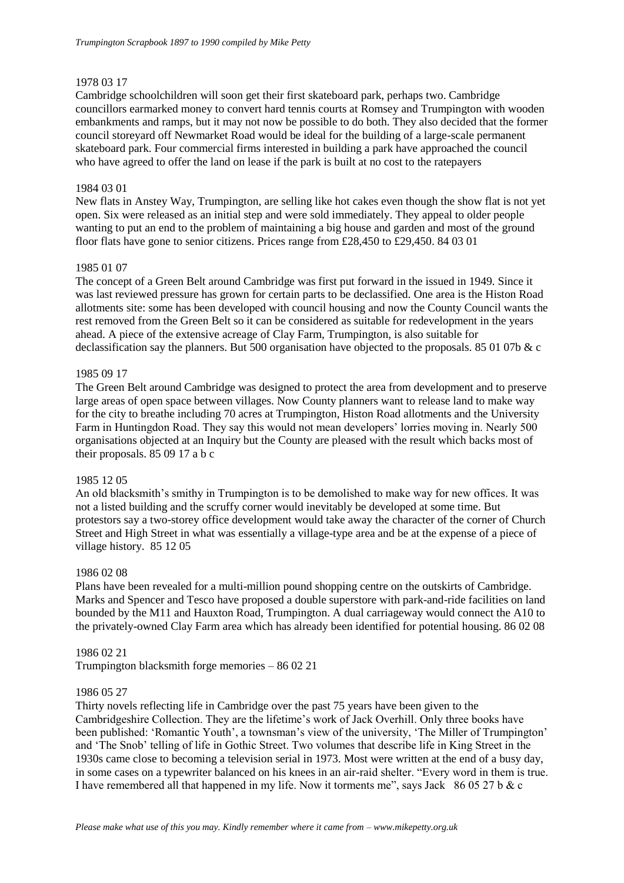1978 03 17

Cambridge schoolchildren will soon get their first skateboard park, perhaps two. Cambridge councillors earmarked money to convert hard tennis courts at Romsey and Trumpington with wooden embankments and ramps, but it may not now be possible to do both. They also decided that the former council storeyard off Newmarket Road would be ideal for the building of a large-scale permanent skateboard park. Four commercial firms interested in building a park have approached the council who have agreed to offer the land on lease if the park is built at no cost to the ratepayers

1984 03 01

New flats in Anstey Way, Trumpington, are selling like hot cakes even though the show flat is not yet open. Six were released as an initial step and were sold immediately. They appeal to older people wanting to put an end to the problem of maintaining a big house and garden and most of the ground floor flats have gone to senior citizens. Prices range from £28,450 to £29,450. 84 03 01

1985 01 07

The concept of a Green Belt around Cambridge was first put forward in the issued in 1949. Since it was last reviewed pressure has grown for certain parts to be declassified. One area is the Histon Road allotments site: some has been developed with council housing and now the County Council wants the rest removed from the Green Belt so it can be considered as suitable for redevelopment in the years ahead. A piece of the extensive acreage of Clay Farm, Trumpington, is also suitable for declassification say the planners. But 500 organisation have objected to the proposals. 85 01 07b & c

1985 09 17

The Green Belt around Cambridge was designed to protect the area from development and to preserve large areas of open space between villages. Now County planners want to release land to make way for the city to breathe including 70 acres at Trumpington, Histon Road allotments and the University Farm in Huntingdon Road. They say this would not mean developers' lorries moving in. Nearly 500 organisations objected at an Inquiry but the County are pleased with the result which backs most of their proposals. 85 09 17 a b c

1985 12 05

An old blacksmith's smithy in Trumpington is to be demolished to make way for new offices. It was not a listed building and the scruffy corner would inevitably be developed at some time. But protestors say a two-storey office development would take away the character of the corner of Church Street and High Street in what was essentially a village-type area and be at the expense of a piece of village history. 85 12 05

1986 02 08

Plans have been revealed for a multi-million pound shopping centre on the outskirts of Cambridge. Marks and Spencer and Tesco have proposed a double superstore with park-and-ride facilities on land bounded by the M11 and Hauxton Road, Trumpington. A dual carriageway would connect the A10 to the privately-owned Clay Farm area which has already been identified for potential housing. 86 02 08

1986 02 21

Trumpington blacksmith forge memories – 86 02 21

1986 05 27

Thirty novels reflecting life in Cambridge over the past 75 years have been given to the Cambridgeshire Collection. They are the lifetime's work of Jack Overhill. Only three books have been published: 'Romantic Youth', a townsman's view of the university, 'The Miller of Trumpington' and 'The Snob' telling of life in Gothic Street. Two volumes that describe life in King Street in the 1930s came close to becoming a television serial in 1973. Most were written at the end of a busy day, in some cases on a typewriter balanced on his knees in an air-raid shelter. "Every word in them is true. I have remembered all that happened in my life. Now it torments me", says Jack 86 05 27 b & c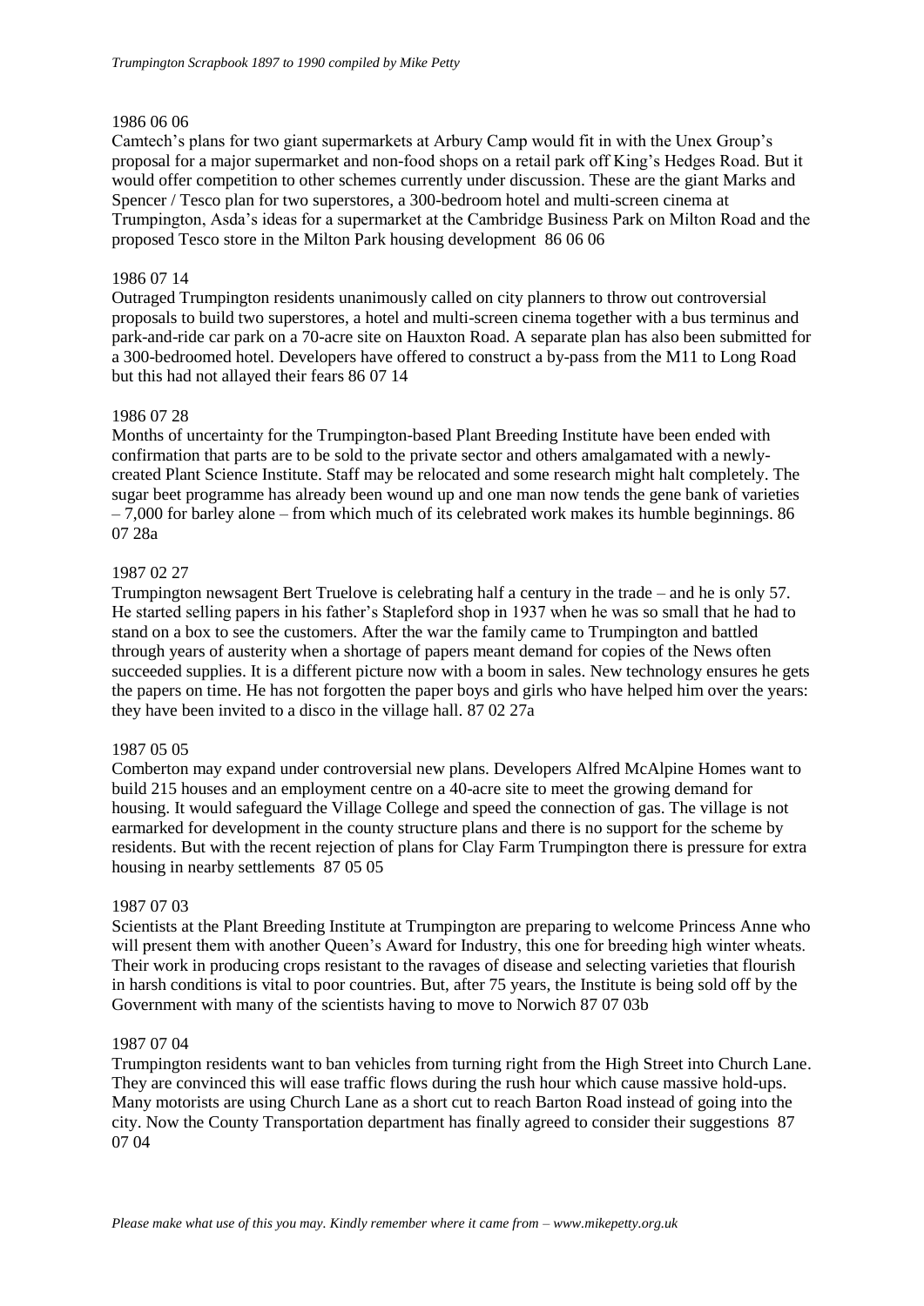1986 06 06

Camtech's plans for two giant supermarkets at Arbury Camp would fit in with the Unex Group's proposal for a major supermarket and non-food shops on a retail park off King's Hedges Road. But it would offer competition to other schemes currently under discussion. These are the giant Marks and Spencer / Tesco plan for two superstores, a 300-bedroom hotel and multi-screen cinema at Trumpington, Asda's ideas for a supermarket at the Cambridge Business Park on Milton Road and the proposed Tesco store in the Milton Park housing development 86 06 06

1986 07 14

Outraged Trumpington residents unanimously called on city planners to throw out controversial proposals to build two superstores, a hotel and multi-screen cinema together with a bus terminus and park-and-ride car park on a 70-acre site on Hauxton Road. A separate plan has also been submitted for a 300-bedroomed hotel. Developers have offered to construct a by-pass from the M11 to Long Road but this had not allayed their fears 86 07 14

1986 07 28

Months of uncertainty for the Trumpington-based Plant Breeding Institute have been ended with confirmation that parts are to be sold to the private sector and others amalgamated with a newly-created Plant Science Institute. Staff may be relocated and some research might halt completely. The sugar beet programme has already been wound up and one man now tends the gene bank of varieties – 7,000 for barley alone – from which much of its celebrated work makes its humble beginnings. 86 07 28a

1987 02 27

Trumpington newsagent Bert Truelove is celebrating half a century in the trade – and he is only 57. He started selling papers in his father's Stapleford shop in 1937 when he was so small that he had to stand on a box to see the customers. After the war the family came to Trumpington and battled through years of austerity when a shortage of papers meant demand for copies of the News often succeeded supplies. It is a different picture now with a boom in sales. New technology ensures he gets the papers on time. He has not forgotten the paper boys and girls who have helped him over the years: they have been invited to a disco in the village hall. 87 02 27a

1987 05 05

Comberton may expand under controversial new plans. Developers Alfred McAlpine Homes want to build 215 houses and an employment centre on a 40-acre site to meet the growing demand for housing. It would safeguard the Village College and speed the connection of gas. The village is not earmarked for development in the county structure plans and there is no support for the scheme by residents. But with the recent rejection of plans for Clay Farm Trumpington there is pressure for extra housing in nearby settlements 87 05 05

1987 07 03

Scientists at the Plant Breeding Institute at Trumpington are preparing to welcome Princess Anne who will present them with another Queen's Award for Industry, this one for breeding high winter wheats. Their work in producing crops resistant to the ravages of disease and selecting varieties that flourish in harsh conditions is vital to poor countries. But, after 75 years, the Institute is being sold off by the Government with many of the scientists having to move to Norwich 87 07 03b

1987 07 04

Trumpington residents want to ban vehicles from turning right from the High Street into Church Lane. They are convinced this will ease traffic flows during the rush hour which cause massive hold-ups. Many motorists are using Church Lane as a short cut to reach Barton Road instead of going into the city. Now the County Transportation department has finally agreed to consider their suggestions 87 07 04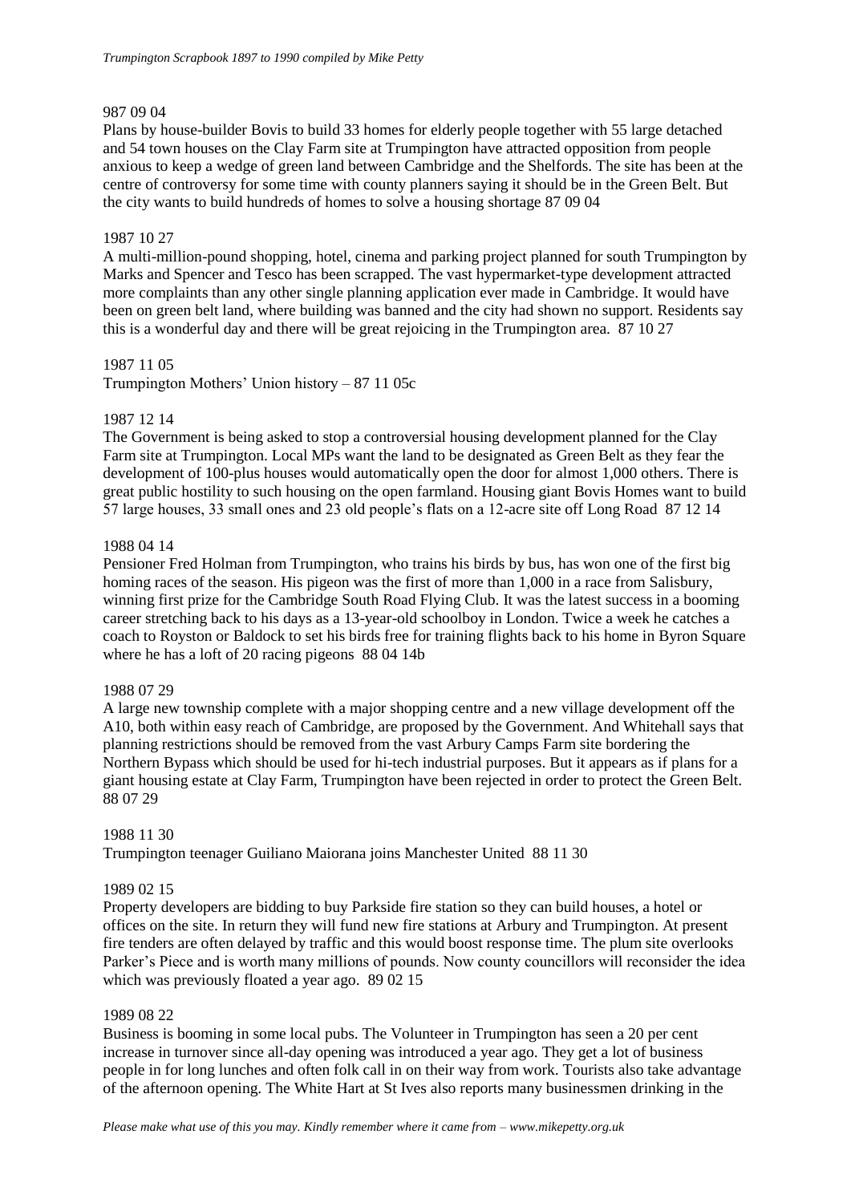987 09 04

Plans by house-builder Bovis to build 33 homes for elderly people together with 55 large detached and 54 town houses on the Clay Farm site at Trumpington have attracted opposition from people anxious to keep a wedge of green land between Cambridge and the Shelfords. The site has been at the centre of controversy for some time with county planners saying it should be in the Green Belt. But the city wants to build hundreds of homes to solve a housing shortage 87 09 04

1987 10 27

A multi-million-pound shopping, hotel, cinema and parking project planned for south Trumpington by Marks and Spencer and Tesco has been scrapped. The vast hypermarket-type development attracted more complaints than any other single planning application ever made in Cambridge. It would have been on green belt land, where building was banned and the city had shown no support. Residents say this is a wonderful day and there will be great rejoicing in the Trumpington area. 87 10 27

1987 11 05

Trumpington Mothers' Union history – 87 11 05c

1987 12 14

The Government is being asked to stop a controversial housing development planned for the Clay Farm site at Trumpington. Local MPs want the land to be designated as Green Belt as they fear the development of 100-plus houses would automatically open the door for almost 1,000 others. There is great public hostility to such housing on the open farmland. Housing giant Bovis Homes want to build 57 large houses, 33 small ones and 23 old people's flats on a 12-acre site off Long Road 87 12 14

1988 04 14

Pensioner Fred Holman from Trumpington, who trains his birds by bus, has won one of the first big homing races of the season. His pigeon was the first of more than 1,000 in a race from Salisbury, winning first prize for the Cambridge South Road Flying Club. It was the latest success in a booming career stretching back to his days as a 13-year-old schoolboy in London. Twice a week he catches a coach to Royston or Baldock to set his birds free for training flights back to his home in Byron Square where he has a loft of 20 racing pigeons 88 04 14b

1988 07 29

A large new township complete with a major shopping centre and a new village development off the A10, both within easy reach of Cambridge, are proposed by the Government. And Whitehall says that planning restrictions should be removed from the vast Arbury Camps Farm site bordering the Northern Bypass which should be used for hi-tech industrial purposes. But it appears as if plans for a giant housing estate at Clay Farm, Trumpington have been rejected in order to protect the Green Belt. 88 07 29

1988 11 30

Trumpington teenager Guiliano Maiorana joins Manchester United 88 11 30

1989 02 15

Property developers are bidding to buy Parkside fire station so they can build houses, a hotel or offices on the site. In return they will fund new fire stations at Arbury and Trumpington. At present fire tenders are often delayed by traffic and this would boost response time. The plum site overlooks Parker's Piece and is worth many millions of pounds. Now county councillors will reconsider the idea which was previously floated a year ago. 89 02 15

1989 08 22

Business is booming in some local pubs. The Volunteer in Trumpington has seen a 20 per cent increase in turnover since all-day opening was introduced a year ago. They get a lot of business people in for long lunches and often folk call in on their way from work. Tourists also take advantage of the afternoon opening. The White Hart at St Ives also reports many businessmen drinking in the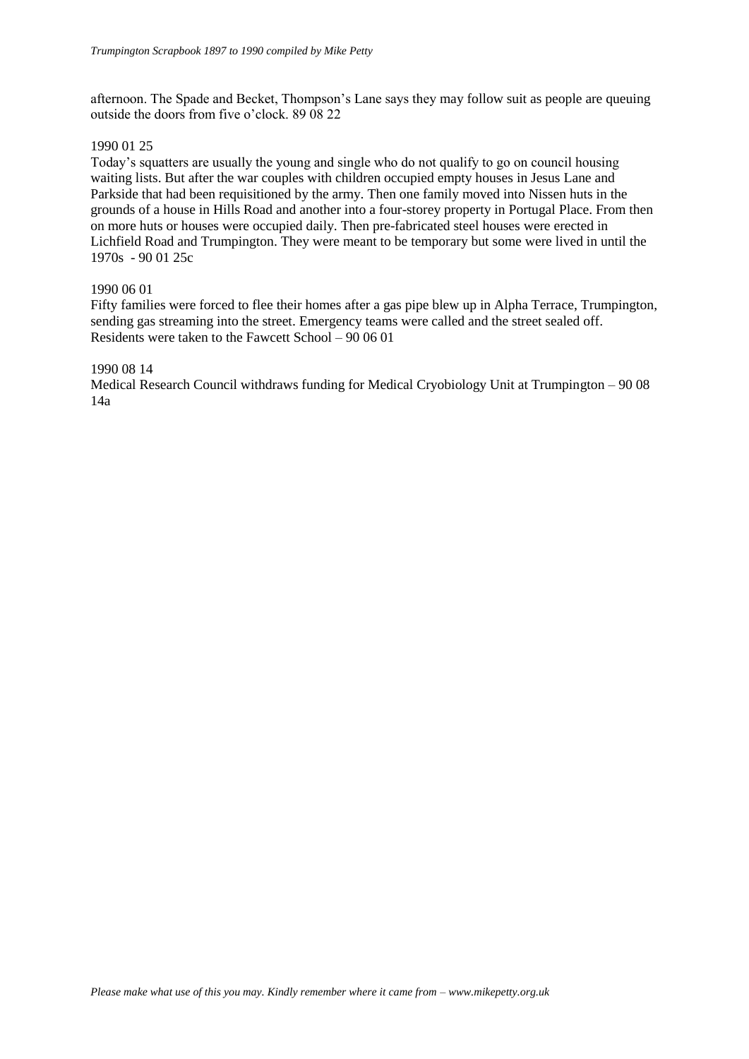afternoon. The Spade and Becket, Thompson's Lane says they may follow suit as people are queuing outside the doors from five o'clock. 89 08 22

1990 01 25

Today's squatters are usually the young and single who do not qualify to go on council housing waiting lists. But after the war couples with children occupied empty houses in Jesus Lane and Parkside that had been requisitioned by the army. Then one family moved into Nissen huts in the grounds of a house in Hills Road and another into a four-storey property in Portugal Place. From then on more huts or houses were occupied daily. Then pre-fabricated steel houses were erected in Lichfield Road and Trumpington. They were meant to be temporary but some were lived in until the 1970s - 90 01 25c

1990 06 01

Fifty families were forced to flee their homes after a gas pipe blew up in Alpha Terrace, Trumpington, sending gas streaming into the street. Emergency teams were called and the street sealed off. Residents were taken to the Fawcett School – 90 06 01

1990 08 14

Medical Research Council withdraws funding for Medical Cryobiology Unit at Trumpington – 90 08 14a